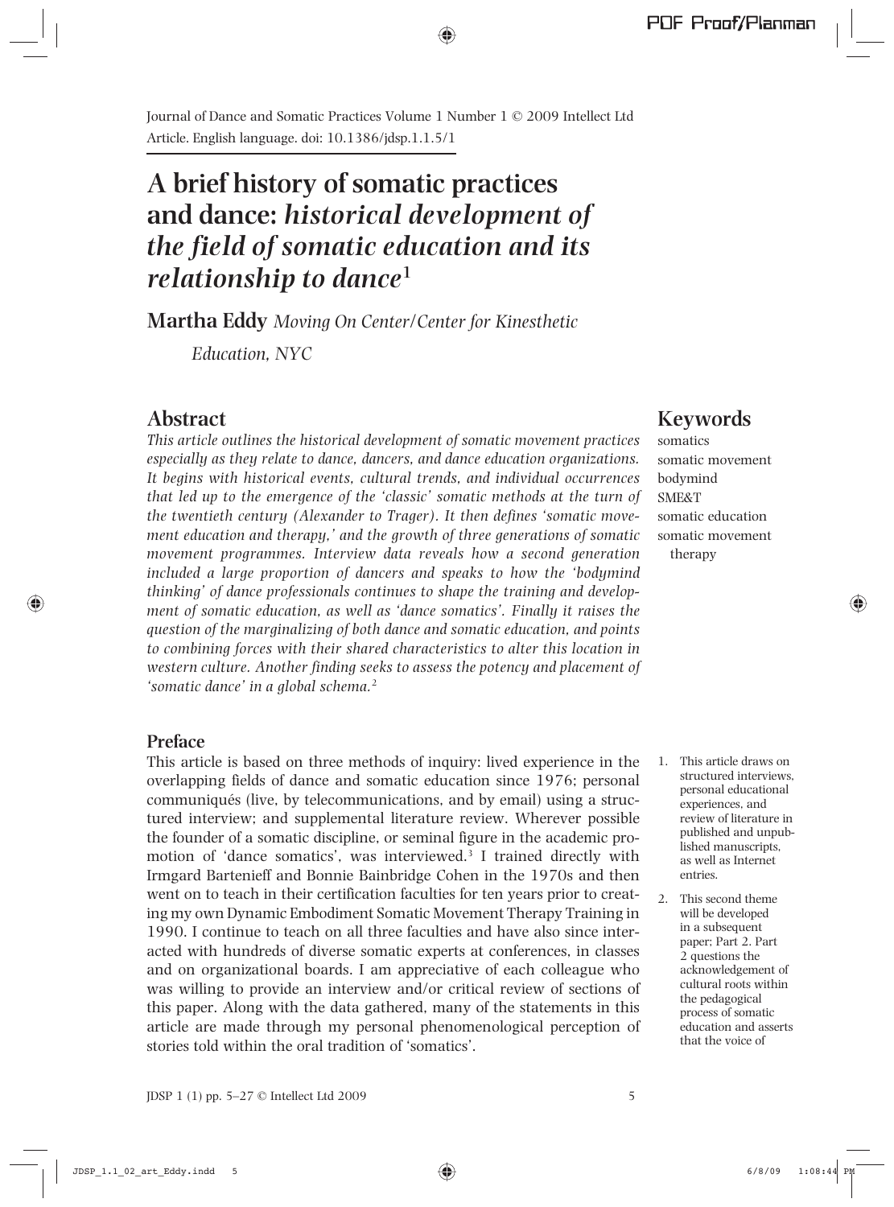Journal of Dance and Somatic Practices Volume 1 Number 1 © 2009 Intellect Ltd
Article. English language. doi: 10.1386/jdsp.1.1.5/1

# A brief history of somatic practices and dance: *historical development of the field of somatic education and its relationship to dance*[1]

**Martha Eddy** *Moving On Center/Center for Kinesthetic Education, NYC*

## Abstract

*This article outlines the historical development of somatic movement practices especially as they relate to dance, dancers, and dance education organizations. It begins with historical events, cultural trends, and individual occurrences that led up to the emergence of the 'classic' somatic methods at the turn of the twentieth century (Alexander to Trager). It then defines 'somatic movement education and therapy,' and the growth of three generations of somatic movement programmes. Interview data reveals how a second generation included a large proportion of dancers and speaks to how the 'bodymind thinking' of dance professionals continues to shape the training and development of somatic education, as well as 'dance somatics'. Finally it raises the question of the marginalizing of both dance and somatic education, and points to combining forces with their shared characteristics to alter this location in western culture. Another finding seeks to assess the potency and placement of 'somatic dance' in a global schema.*[2]

## Keywords

somatics
somatic movement
bodymind
SME&T
somatic education
somatic movement therapy

## Preface

This article is based on three methods of inquiry: lived experience in the overlapping fields of dance and somatic education since 1976; personal communiqués (live, by telecommunications, and by email) using a structured interview; and supplemental literature review. Wherever possible the founder of a somatic discipline, or seminal figure in the academic promotion of 'dance somatics', was interviewed.[3] I trained directly with Irmgard Bartenieff and Bonnie Bainbridge Cohen in the 1970s and then went on to teach in their certification faculties for ten years prior to creating my own Dynamic Embodiment Somatic Movement Therapy Training in 1990. I continue to teach on all three faculties and have also since interacted with hundreds of diverse somatic experts at conferences, in classes and on organizational boards. I am appreciative of each colleague who was willing to provide an interview and/or critical review of sections of this paper. Along with the data gathered, many of the statements in this article are made through my personal phenomenological perception of stories told within the oral tradition of 'somatics'.

1. This article draws on structured interviews, personal educational experiences, and review of literature in published and unpublished manuscripts, as well as Internet entries.

2. This second theme will be developed in a subsequent paper; Part 2. Part 2 questions the acknowledgement of cultural roots within the pedagogical process of somatic education and asserts that the voice of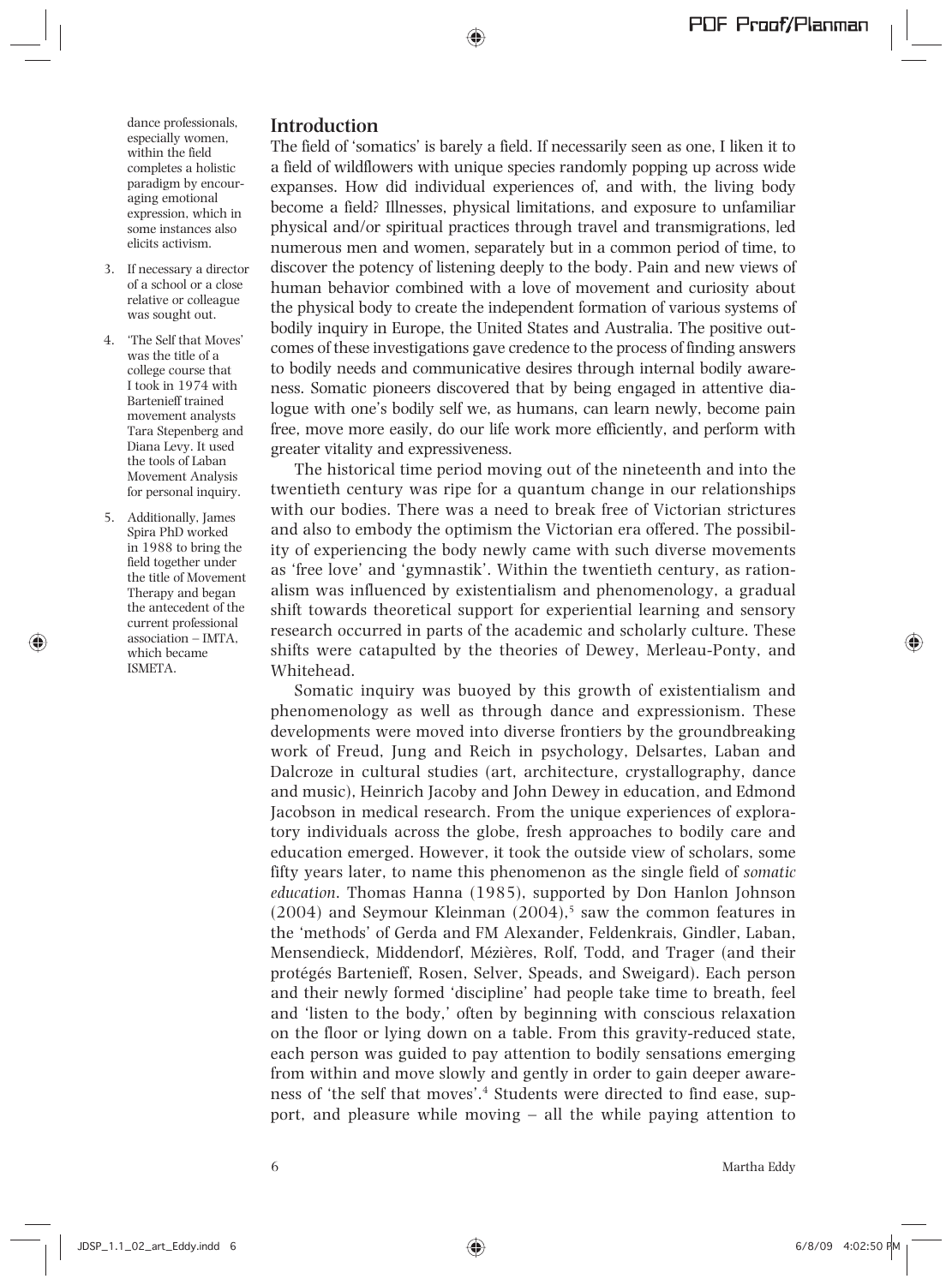dance professionals, especially women, within the field completes a holistic paradigm by encouraging emotional expression, which in some instances also elicits activism.

3. If necessary a director of a school or a close relative or colleague was sought out.
4. 'The Self that Moves' was the title of a college course that I took in 1974 with Bartenieff trained movement analysts Tara Stepenberg and Diana Levy. It used the tools of Laban Movement Analysis for personal inquiry.
5. Additionally, James Spira PhD worked in 1988 to bring the field together under the title of Movement Therapy and began the antecedent of the current professional association – IMTA, which became ISMETA.

## Introduction

The field of 'somatics' is barely a field. If necessarily seen as one, I liken it to a field of wildflowers with unique species randomly popping up across wide expanses. How did individual experiences of, and with, the living body become a field? Illnesses, physical limitations, and exposure to unfamiliar physical and/or spiritual practices through travel and transmigrations, led numerous men and women, separately but in a common period of time, to discover the potency of listening deeply to the body. Pain and new views of human behavior combined with a love of movement and curiosity about the physical body to create the independent formation of various systems of bodily inquiry in Europe, the United States and Australia. The positive outcomes of these investigations gave credence to the process of finding answers to bodily needs and communicative desires through internal bodily awareness. Somatic pioneers discovered that by being engaged in attentive dialogue with one's bodily self we, as humans, can learn newly, become pain free, move more easily, do our life work more efficiently, and perform with greater vitality and expressiveness.

The historical time period moving out of the nineteenth and into the twentieth century was ripe for a quantum change in our relationships with our bodies. There was a need to break free of Victorian strictures and also to embody the optimism the Victorian era offered. The possibility of experiencing the body newly came with such diverse movements as 'free love' and 'gymnastik'. Within the twentieth century, as rationalism was influenced by existentialism and phenomenology, a gradual shift towards theoretical support for experiential learning and sensory research occurred in parts of the academic and scholarly culture. These shifts were catapulted by the theories of Dewey, Merleau-Ponty, and Whitehead.

Somatic inquiry was buoyed by this growth of existentialism and phenomenology as well as through dance and expressionism. These developments were moved into diverse frontiers by the groundbreaking work of Freud, Jung and Reich in psychology, Delsartes, Laban and Dalcroze in cultural studies (art, architecture, crystallography, dance and music), Heinrich Jacoby and John Dewey in education, and Edmond Jacobson in medical research. From the unique experiences of exploratory individuals across the globe, fresh approaches to bodily care and education emerged. However, it took the outside view of scholars, some fifty years later, to name this phenomenon as the single field of *somatic education*. Thomas Hanna (1985), supported by Don Hanlon Johnson (2004) and Seymour Kleinman (2004),[5] saw the common features in the 'methods' of Gerda and FM Alexander, Feldenkrais, Gindler, Laban, Mensendieck, Middendorf, Mézières, Rolf, Todd, and Trager (and their protégés Bartenieff, Rosen, Selver, Speads, and Sweigard). Each person and their newly formed 'discipline' had people take time to breath, feel and 'listen to the body,' often by beginning with conscious relaxation on the floor or lying down on a table. From this gravity-reduced state, each person was guided to pay attention to bodily sensations emerging from within and move slowly and gently in order to gain deeper awareness of 'the self that moves'.[4] Students were directed to find ease, support, and pleasure while moving – all the while paying attention to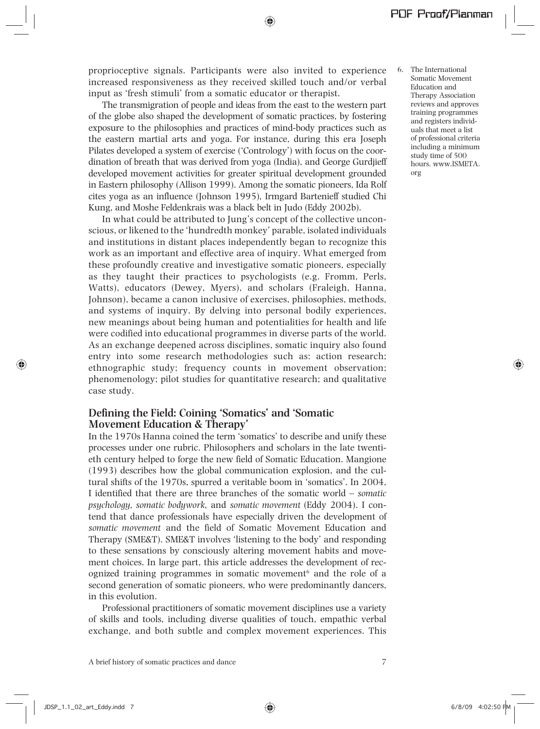proprioceptive signals. Participants were also invited to experience increased responsiveness as they received skilled touch and/or verbal input as 'fresh stimuli' from a somatic educator or therapist.

The transmigration of people and ideas from the east to the western part of the globe also shaped the development of somatic practices, by fostering exposure to the philosophies and practices of mind-body practices such as the eastern martial arts and yoga. For instance, during this era Joseph Pilates developed a system of exercise ('Contrology') with focus on the coordination of breath that was derived from yoga (India), and George Gurdjieff developed movement activities for greater spiritual development grounded in Eastern philosophy (Allison 1999). Among the somatic pioneers, Ida Rolf cites yoga as an influence (Johnson 1995), Irmgard Bartenieff studied Chi Kung, and Moshe Feldenkrais was a black belt in Judo (Eddy 2002b).

In what could be attributed to Jung's concept of the collective unconscious, or likened to the 'hundredth monkey' parable, isolated individuals and institutions in distant places independently began to recognize this work as an important and effective area of inquiry. What emerged from these profoundly creative and investigative somatic pioneers, especially as they taught their practices to psychologists (e.g. Fromm, Perls, Watts), educators (Dewey, Myers), and scholars (Fraleigh, Hanna, Johnson), became a canon inclusive of exercises, philosophies, methods, and systems of inquiry. By delving into personal bodily experiences, new meanings about being human and potentialities for health and life were codified into educational programmes in diverse parts of the world. As an exchange deepened across disciplines, somatic inquiry also found entry into some research methodologies such as: action research; ethnographic study; frequency counts in movement observation; phenomenology; pilot studies for quantitative research; and qualitative case study.

## Defining the Field: Coining 'Somatics' and 'Somatic Movement Education & Therapy'

In the 1970s Hanna coined the term 'somatics' to describe and unify these processes under one rubric. Philosophers and scholars in the late twentieth century helped to forge the new field of Somatic Education. Mangione (1993) describes how the global communication explosion, and the cultural shifts of the 1970s, spurred a veritable boom in 'somatics'. In 2004, I identified that there are three branches of the somatic world – *somatic psychology, somatic bodywork*, and *somatic movement* (Eddy 2004). I contend that dance professionals have especially driven the development of *somatic movement* and the field of Somatic Movement Education and Therapy (SME&T). SME&T involves 'listening to the body' and responding to these sensations by consciously altering movement habits and movement choices. In large part, this article addresses the development of recognized training programmes in somatic movement[6] and the role of a second generation of somatic pioneers, who were predominantly dancers, in this evolution.

Professional practitioners of somatic movement disciplines use a variety of skills and tools, including diverse qualities of touch, empathic verbal exchange, and both subtle and complex movement experiences. This

6. The International Somatic Movement Education and Therapy Association reviews and approves training programmes and registers individuals that meet a list of professional criteria including a minimum study time of 500 hours. www.ISMETA.org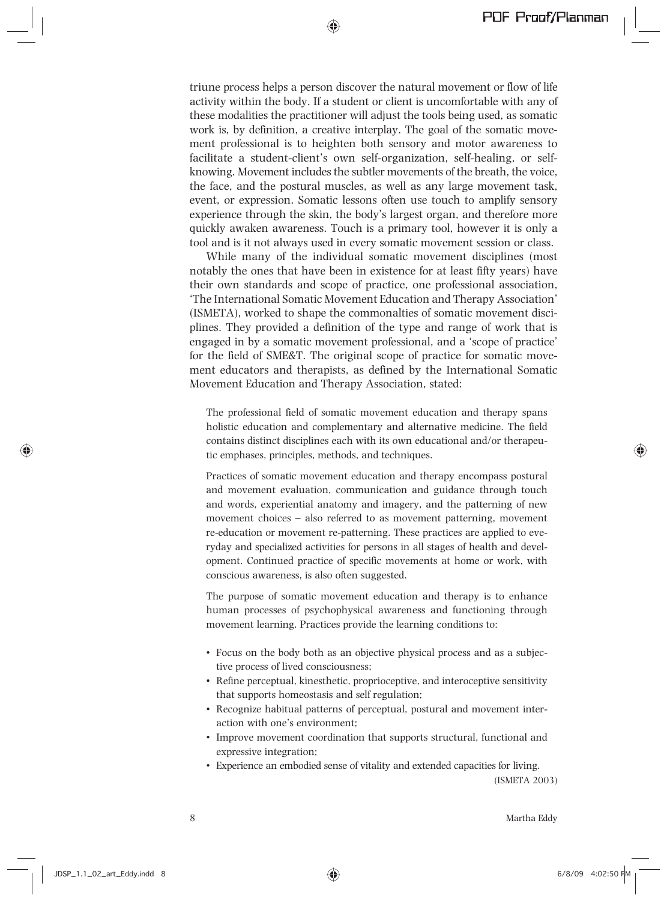triune process helps a person discover the natural movement or flow of life activity within the body. If a student or client is uncomfortable with any of these modalities the practitioner will adjust the tools being used, as somatic work is, by definition, a creative interplay. The goal of the somatic movement professional is to heighten both sensory and motor awareness to facilitate a student-client's own self-organization, self-healing, or self-knowing. Movement includes the subtler movements of the breath, the voice, the face, and the postural muscles, as well as any large movement task, event, or expression. Somatic lessons often use touch to amplify sensory experience through the skin, the body's largest organ, and therefore more quickly awaken awareness. Touch is a primary tool, however it is only a tool and is it not always used in every somatic movement session or class.

While many of the individual somatic movement disciplines (most notably the ones that have been in existence for at least fifty years) have their own standards and scope of practice, one professional association, 'The International Somatic Movement Education and Therapy Association' (ISMETA), worked to shape the commonalties of somatic movement disciplines. They provided a definition of the type and range of work that is engaged in by a somatic movement professional, and a 'scope of practice' for the field of SME&T. The original scope of practice for somatic movement educators and therapists, as defined by the International Somatic Movement Education and Therapy Association, stated:

> The professional field of somatic movement education and therapy spans holistic education and complementary and alternative medicine. The field contains distinct disciplines each with its own educational and/or therapeutic emphases, principles, methods, and techniques.
>
> Practices of somatic movement education and therapy encompass postural and movement evaluation, communication and guidance through touch and words, experiential anatomy and imagery, and the patterning of new movement choices – also referred to as movement patterning, movement re-education or movement re-patterning. These practices are applied to everyday and specialized activities for persons in all stages of health and development. Continued practice of specific movements at home or work, with conscious awareness, is also often suggested.
>
> The purpose of somatic movement education and therapy is to enhance human processes of psychophysical awareness and functioning through movement learning. Practices provide the learning conditions to:
>
> - Focus on the body both as an objective physical process and as a subjective process of lived consciousness;
> - Refine perceptual, kinesthetic, proprioceptive, and interoceptive sensitivity that supports homeostasis and self regulation;
> - Recognize habitual patterns of perceptual, postural and movement interaction with one's environment;
> - Improve movement coordination that supports structural, functional and expressive integration;
> - Experience an embodied sense of vitality and extended capacities for living.
>
> (ISMETA 2003)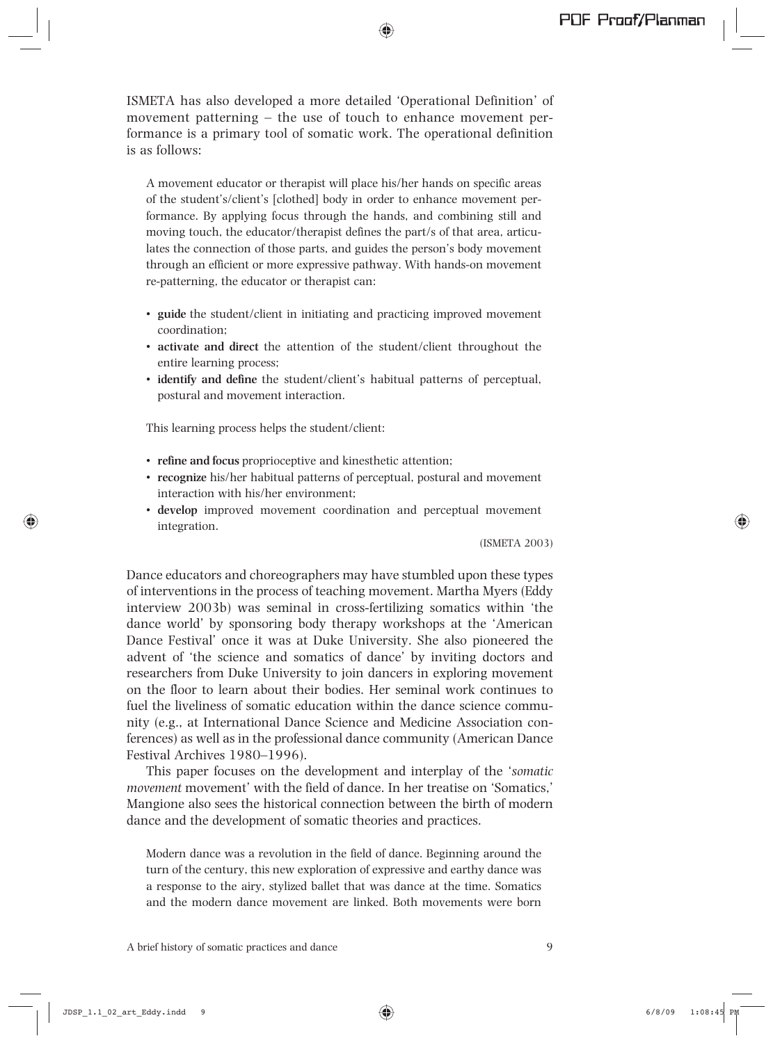ISMETA has also developed a more detailed 'Operational Definition' of movement patterning – the use of touch to enhance movement performance is a primary tool of somatic work. The operational definition is as follows:

> A movement educator or therapist will place his/her hands on specific areas of the student's/client's [clothed] body in order to enhance movement performance. By applying focus through the hands, and combining still and moving touch, the educator/therapist defines the part/s of that area, articulates the connection of those parts, and guides the person's body movement through an efficient or more expressive pathway. With hands-on movement re-patterning, the educator or therapist can:
>
> - **guide** the student/client in initiating and practicing improved movement coordination;
> - **activate and direct** the attention of the student/client throughout the entire learning process;
> - **identify and define** the student/client's habitual patterns of perceptual, postural and movement interaction.
>
> This learning process helps the student/client:
>
> - **refine and focus** proprioceptive and kinesthetic attention;
> - **recognize** his/her habitual patterns of perceptual, postural and movement interaction with his/her environment;
> - **develop** improved movement coordination and perceptual movement integration.
>
> (ISMETA 2003)

Dance educators and choreographers may have stumbled upon these types of interventions in the process of teaching movement. Martha Myers (Eddy interview 2003b) was seminal in cross-fertilizing somatics within 'the dance world' by sponsoring body therapy workshops at the 'American Dance Festival' once it was at Duke University. She also pioneered the advent of 'the science and somatics of dance' by inviting doctors and researchers from Duke University to join dancers in exploring movement on the floor to learn about their bodies. Her seminal work continues to fuel the liveliness of somatic education within the dance science community (e.g., at International Dance Science and Medicine Association conferences) as well as in the professional dance community (American Dance Festival Archives 1980–1996).

This paper focuses on the development and interplay of the '*somatic movement* movement' with the field of dance. In her treatise on 'Somatics,' Mangione also sees the historical connection between the birth of modern dance and the development of somatic theories and practices.

> Modern dance was a revolution in the field of dance. Beginning around the turn of the century, this new exploration of expressive and earthy dance was a response to the airy, stylized ballet that was dance at the time. Somatics and the modern dance movement are linked. Both movements were born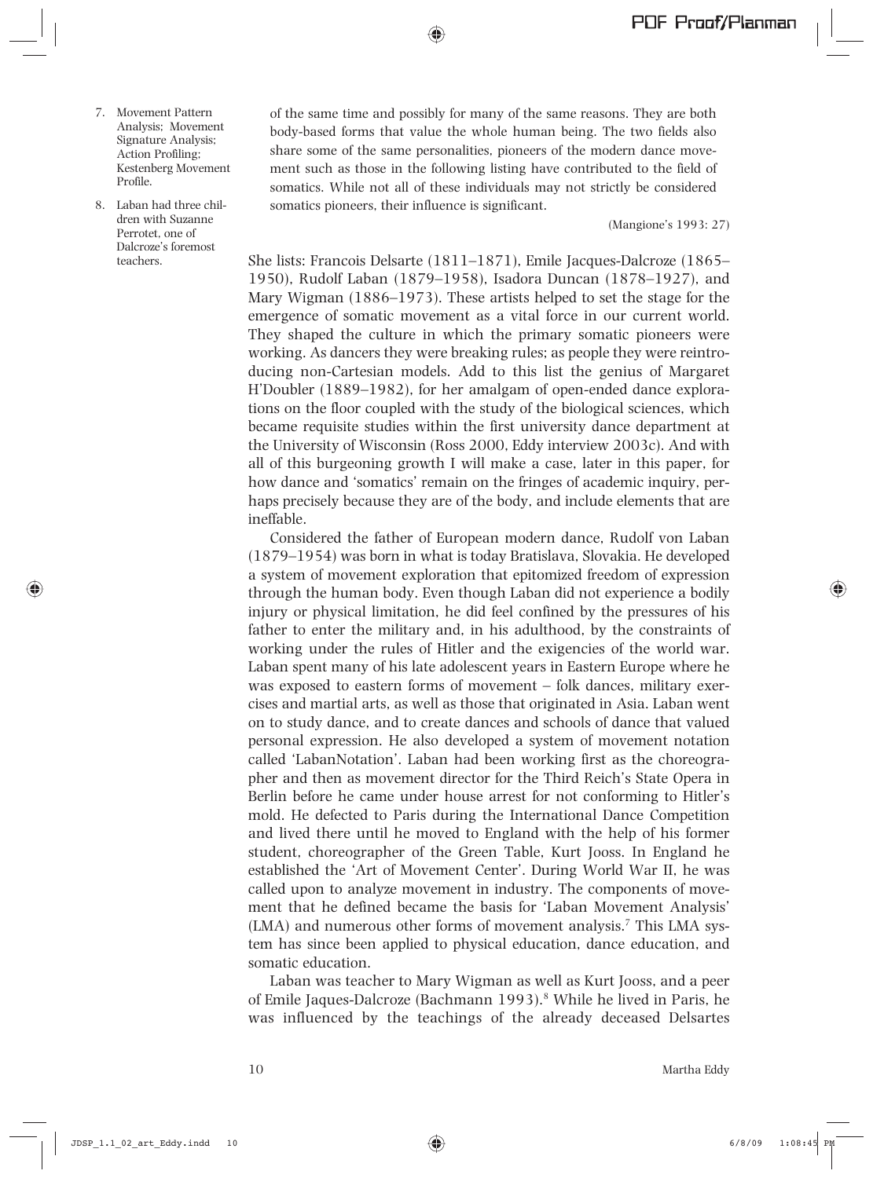of the same time and possibly for many of the same reasons. They are both body-based forms that value the whole human being. The two fields also share some of the same personalities, pioneers of the modern dance movement such as those in the following listing have contributed to the field of somatics. While not all of these individuals may not strictly be considered somatics pioneers, their influence is significant.

(Mangione's 1993: 27)

She lists: Francois Delsarte (1811–1871), Emile Jacques-Dalcroze (1865–1950), Rudolf Laban (1879–1958), Isadora Duncan (1878–1927), and Mary Wigman (1886–1973). These artists helped to set the stage for the emergence of somatic movement as a vital force in our current world. They shaped the culture in which the primary somatic pioneers were working. As dancers they were breaking rules; as people they were reintroducing non-Cartesian models. Add to this list the genius of Margaret H'Doubler (1889–1982), for her amalgam of open-ended dance explorations on the floor coupled with the study of the biological sciences, which became requisite studies within the first university dance department at the University of Wisconsin (Ross 2000, Eddy interview 2003c). And with all of this burgeoning growth I will make a case, later in this paper, for how dance and 'somatics' remain on the fringes of academic inquiry, perhaps precisely because they are of the body, and include elements that are ineffable.

Considered the father of European modern dance, Rudolf von Laban (1879–1954) was born in what is today Bratislava, Slovakia. He developed a system of movement exploration that epitomized freedom of expression through the human body. Even though Laban did not experience a bodily injury or physical limitation, he did feel confined by the pressures of his father to enter the military and, in his adulthood, by the constraints of working under the rules of Hitler and the exigencies of the world war. Laban spent many of his late adolescent years in Eastern Europe where he was exposed to eastern forms of movement – folk dances, military exercises and martial arts, as well as those that originated in Asia. Laban went on to study dance, and to create dances and schools of dance that valued personal expression. He also developed a system of movement notation called 'LabanNotation'. Laban had been working first as the choreographer and then as movement director for the Third Reich's State Opera in Berlin before he came under house arrest for not conforming to Hitler's mold. He defected to Paris during the International Dance Competition and lived there until he moved to England with the help of his former student, choreographer of the Green Table, Kurt Jooss. In England he established the 'Art of Movement Center'. During World War II, he was called upon to analyze movement in industry. The components of movement that he defined became the basis for 'Laban Movement Analysis' (LMA) and numerous other forms of movement analysis.[7] This LMA system has since been applied to physical education, dance education, and somatic education.

Laban was teacher to Mary Wigman as well as Kurt Jooss, and a peer of Emile Jaques-Dalcroze (Bachmann 1993).[8] While he lived in Paris, he was influenced by the teachings of the already deceased Delsartes

7. Movement Pattern Analysis; Movement Signature Analysis; Action Profiling; Kestenberg Movement Profile.
8. Laban had three children with Suzanne Perrotet, one of Dalcroze's foremost teachers.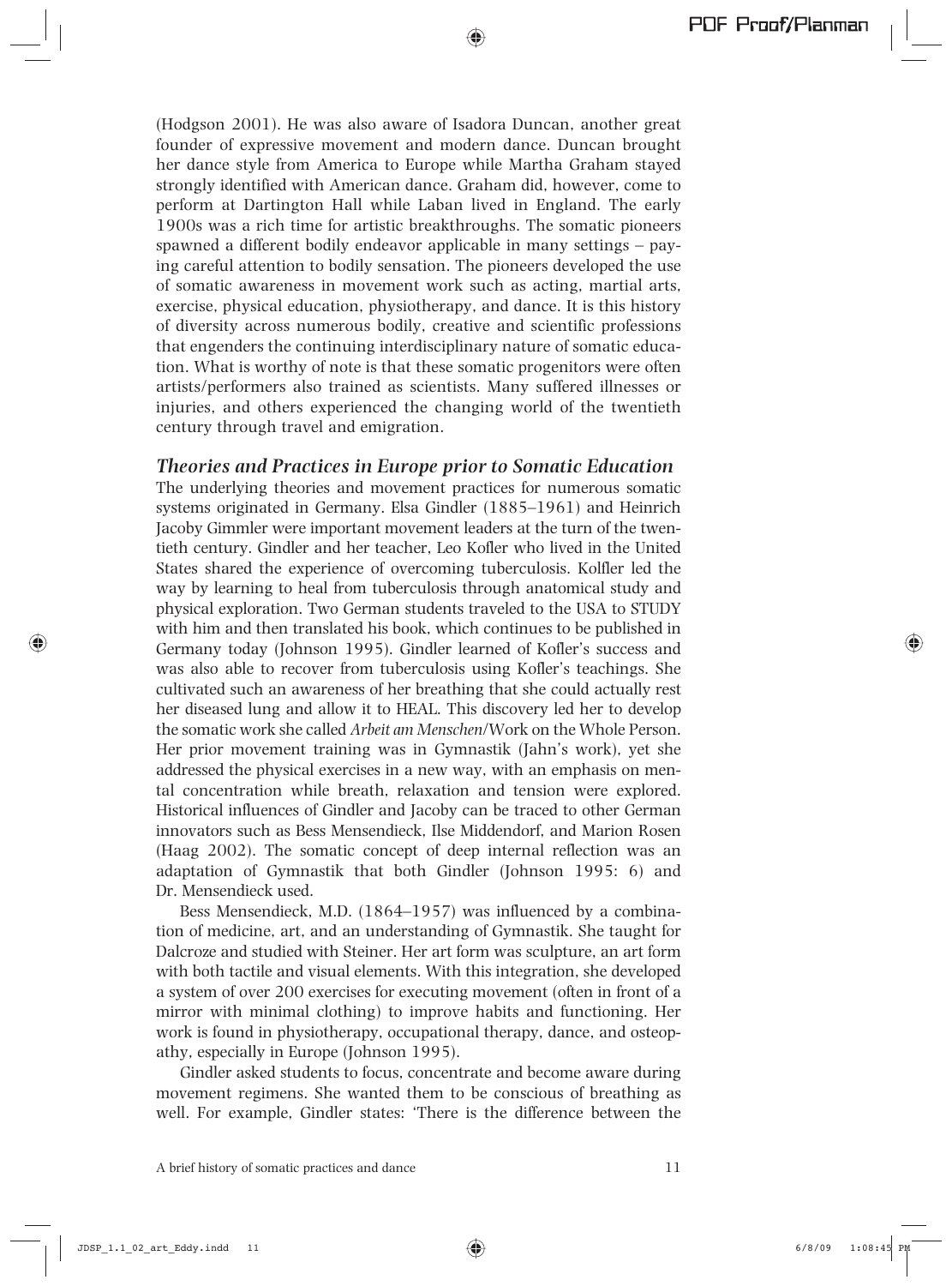(Hodgson 2001). He was also aware of Isadora Duncan, another great founder of expressive movement and modern dance. Duncan brought her dance style from America to Europe while Martha Graham stayed strongly identified with American dance. Graham did, however, come to perform at Dartington Hall while Laban lived in England. The early 1900s was a rich time for artistic breakthroughs. The somatic pioneers spawned a different bodily endeavor applicable in many settings – paying careful attention to bodily sensation. The pioneers developed the use of somatic awareness in movement work such as acting, martial arts, exercise, physical education, physiotherapy, and dance. It is this history of diversity across numerous bodily, creative and scientific professions that engenders the continuing interdisciplinary nature of somatic education. What is worthy of note is that these somatic progenitors were often artists/performers also trained as scientists. Many suffered illnesses or injuries, and others experienced the changing world of the twentieth century through travel and emigration.

### *Theories and Practices in Europe prior to Somatic Education*

The underlying theories and movement practices for numerous somatic systems originated in Germany. Elsa Gindler (1885–1961) and Heinrich Jacoby Gimmler were important movement leaders at the turn of the twentieth century. Gindler and her teacher, Leo Kofler who lived in the United States shared the experience of overcoming tuberculosis. Kolfler led the way by learning to heal from tuberculosis through anatomical study and physical exploration. Two German students traveled to the USA to STUDY with him and then translated his book, which continues to be published in Germany today (Johnson 1995). Gindler learned of Kofler's success and was also able to recover from tuberculosis using Kofler's teachings. She cultivated such an awareness of her breathing that she could actually rest her diseased lung and allow it to HEAL. This discovery led her to develop the somatic work she called *Arbeit am Menschen*/Work on the Whole Person. Her prior movement training was in Gymnastik (Jahn's work), yet she addressed the physical exercises in a new way, with an emphasis on mental concentration while breath, relaxation and tension were explored. Historical influences of Gindler and Jacoby can be traced to other German innovators such as Bess Mensendieck, Ilse Middendorf, and Marion Rosen (Haag 2002). The somatic concept of deep internal reflection was an adaptation of Gymnastik that both Gindler (Johnson 1995: 6) and Dr. Mensendieck used.

Bess Mensendieck, M.D. (1864–1957) was influenced by a combination of medicine, art, and an understanding of Gymnastik. She taught for Dalcroze and studied with Steiner. Her art form was sculpture, an art form with both tactile and visual elements. With this integration, she developed a system of over 200 exercises for executing movement (often in front of a mirror with minimal clothing) to improve habits and functioning. Her work is found in physiotherapy, occupational therapy, dance, and osteopathy, especially in Europe (Johnson 1995).

Gindler asked students to focus, concentrate and become aware during movement regimens. She wanted them to be conscious of breathing as well. For example, Gindler states: 'There is the difference between the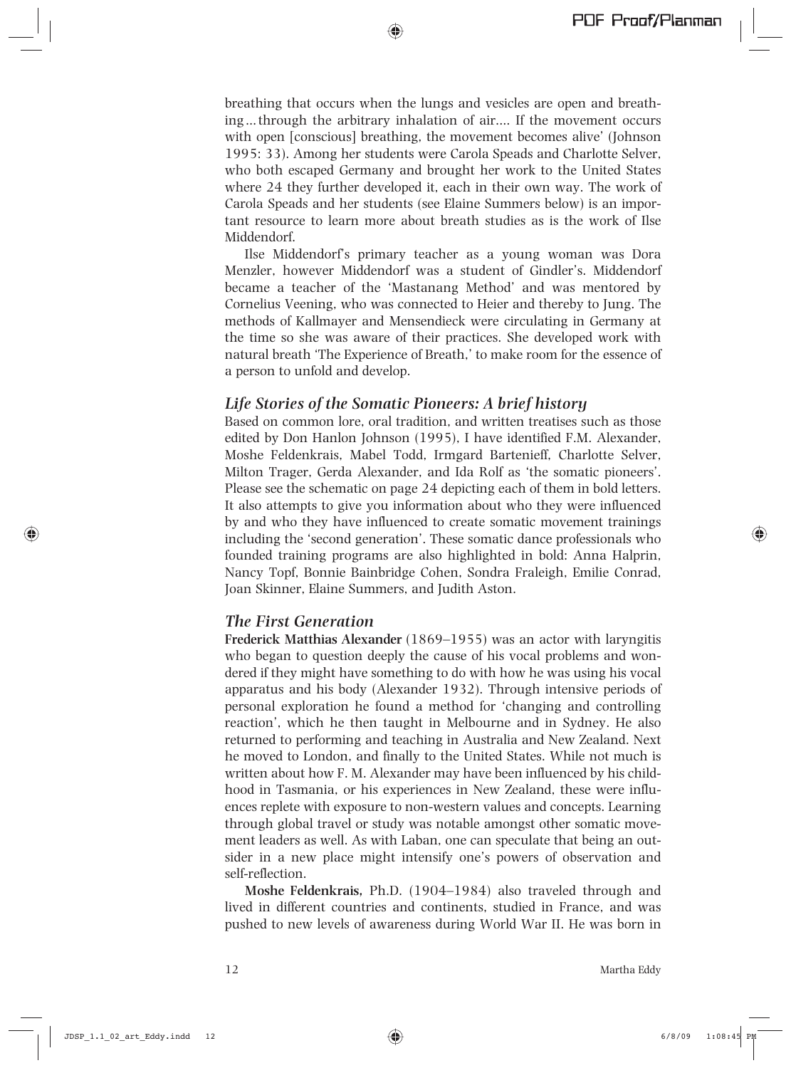breathing that occurs when the lungs and vesicles are open and breathing…through the arbitrary inhalation of air…. If the movement occurs with open [conscious] breathing, the movement becomes alive' (Johnson 1995: 33). Among her students were Carola Speads and Charlotte Selver, who both escaped Germany and brought her work to the United States where 24 they further developed it, each in their own way. The work of Carola Speads and her students (see Elaine Summers below) is an important resource to learn more about breath studies as is the work of Ilse Middendorf.

Ilse Middendorf's primary teacher as a young woman was Dora Menzler, however Middendorf was a student of Gindler's. Middendorf became a teacher of the 'Mastanang Method' and was mentored by Cornelius Veening, who was connected to Heier and thereby to Jung. The methods of Kallmayer and Mensendieck were circulating in Germany at the time so she was aware of their practices. She developed work with natural breath 'The Experience of Breath,' to make room for the essence of a person to unfold and develop.

## *Life Stories of the Somatic Pioneers: A brief history*

Based on common lore, oral tradition, and written treatises such as those edited by Don Hanlon Johnson (1995), I have identified F.M. Alexander, Moshe Feldenkrais, Mabel Todd, Irmgard Bartenieff, Charlotte Selver, Milton Trager, Gerda Alexander, and Ida Rolf as 'the somatic pioneers'. Please see the schematic on page 24 depicting each of them in bold letters. It also attempts to give you information about who they were influenced by and who they have influenced to create somatic movement trainings including the 'second generation'. These somatic dance professionals who founded training programs are also highlighted in bold: Anna Halprin, Nancy Topf, Bonnie Bainbridge Cohen, Sondra Fraleigh, Emilie Conrad, Joan Skinner, Elaine Summers, and Judith Aston.

## *The First Generation*

**Frederick Matthias Alexander** (1869–1955) was an actor with laryngitis who began to question deeply the cause of his vocal problems and wondered if they might have something to do with how he was using his vocal apparatus and his body (Alexander 1932). Through intensive periods of personal exploration he found a method for 'changing and controlling reaction', which he then taught in Melbourne and in Sydney. He also returned to performing and teaching in Australia and New Zealand. Next he moved to London, and finally to the United States. While not much is written about how F. M. Alexander may have been influenced by his childhood in Tasmania, or his experiences in New Zealand, these were influences replete with exposure to non-western values and concepts. Learning through global travel or study was notable amongst other somatic movement leaders as well. As with Laban, one can speculate that being an outsider in a new place might intensify one's powers of observation and self-reflection.

**Moshe Feldenkrais,** Ph.D. (1904–1984) also traveled through and lived in different countries and continents, studied in France, and was pushed to new levels of awareness during World War II. He was born in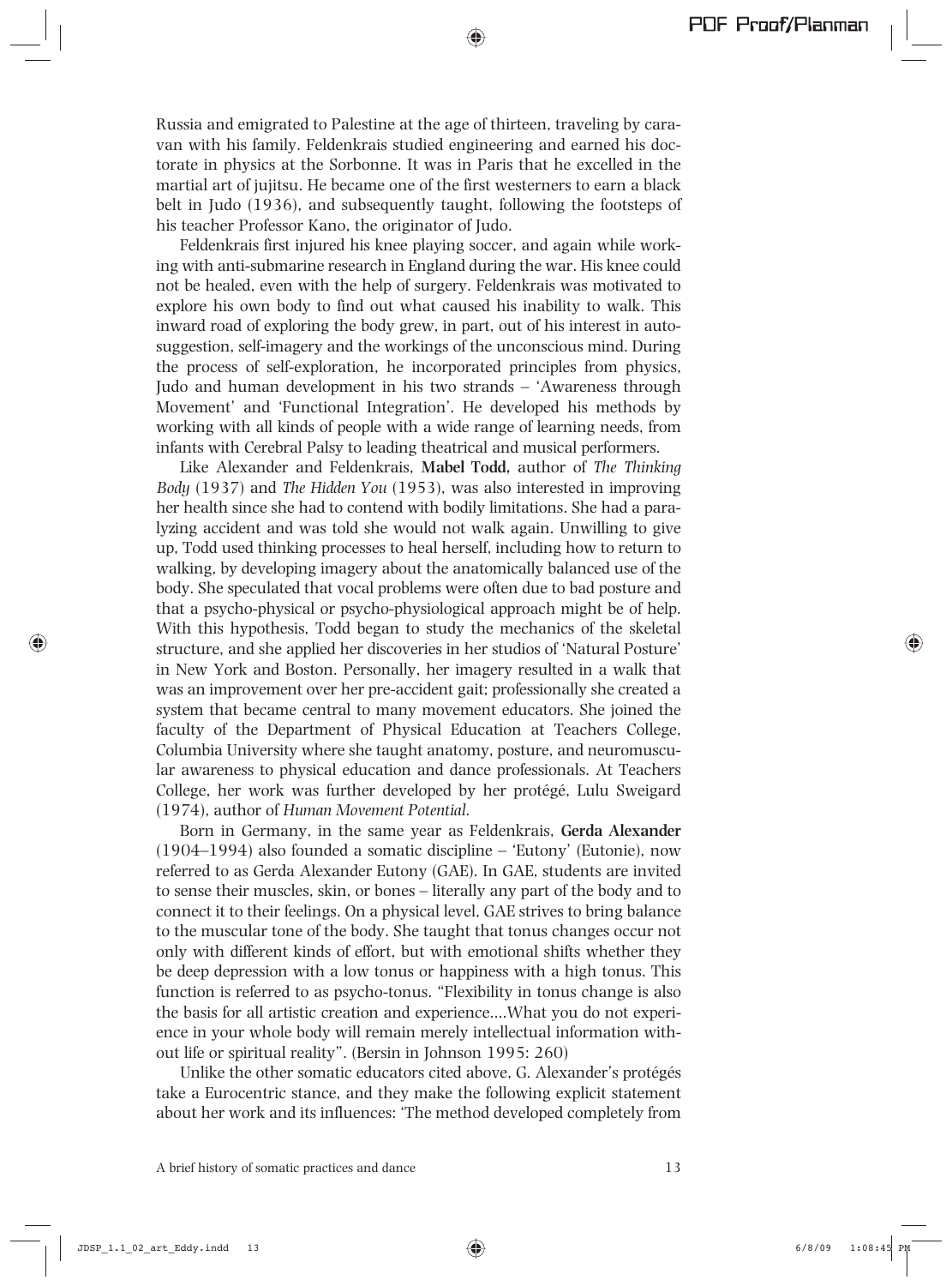Russia and emigrated to Palestine at the age of thirteen, traveling by caravan with his family. Feldenkrais studied engineering and earned his doctorate in physics at the Sorbonne. It was in Paris that he excelled in the martial art of jujitsu. He became one of the first westerners to earn a black belt in Judo (1936), and subsequently taught, following the footsteps of his teacher Professor Kano, the originator of Judo.

Feldenkrais first injured his knee playing soccer, and again while working with anti-submarine research in England during the war. His knee could not be healed, even with the help of surgery. Feldenkrais was motivated to explore his own body to find out what caused his inability to walk. This inward road of exploring the body grew, in part, out of his interest in autosuggestion, self-imagery and the workings of the unconscious mind. During the process of self-exploration, he incorporated principles from physics, Judo and human development in his two strands – 'Awareness through Movement' and 'Functional Integration'. He developed his methods by working with all kinds of people with a wide range of learning needs, from infants with Cerebral Palsy to leading theatrical and musical performers.

Like Alexander and Feldenkrais, **Mabel Todd,** author of *The Thinking Body* (1937) and *The Hidden You* (1953), was also interested in improving her health since she had to contend with bodily limitations. She had a paralyzing accident and was told she would not walk again. Unwilling to give up, Todd used thinking processes to heal herself, including how to return to walking, by developing imagery about the anatomically balanced use of the body. She speculated that vocal problems were often due to bad posture and that a psycho-physical or psycho-physiological approach might be of help. With this hypothesis, Todd began to study the mechanics of the skeletal structure, and she applied her discoveries in her studios of 'Natural Posture' in New York and Boston. Personally, her imagery resulted in a walk that was an improvement over her pre-accident gait; professionally she created a system that became central to many movement educators. She joined the faculty of the Department of Physical Education at Teachers College, Columbia University where she taught anatomy, posture, and neuromuscular awareness to physical education and dance professionals. At Teachers College, her work was further developed by her protégé, Lulu Sweigard (1974), author of *Human Movement Potential*.

Born in Germany, in the same year as Feldenkrais, **Gerda Alexander** (1904–1994) also founded a somatic discipline – 'Eutony' (Eutonie), now referred to as Gerda Alexander Eutony (GAE). In GAE, students are invited to sense their muscles, skin, or bones – literally any part of the body and to connect it to their feelings. On a physical level, GAE strives to bring balance to the muscular tone of the body. She taught that tonus changes occur not only with different kinds of effort, but with emotional shifts whether they be deep depression with a low tonus or happiness with a high tonus. This function is referred to as psycho-tonus. "Flexibility in tonus change is also the basis for all artistic creation and experience....What you do not experience in your whole body will remain merely intellectual information without life or spiritual reality". (Bersin in Johnson 1995: 260)

Unlike the other somatic educators cited above, G. Alexander's protégés take a Eurocentric stance, and they make the following explicit statement about her work and its influences: 'The method developed completely from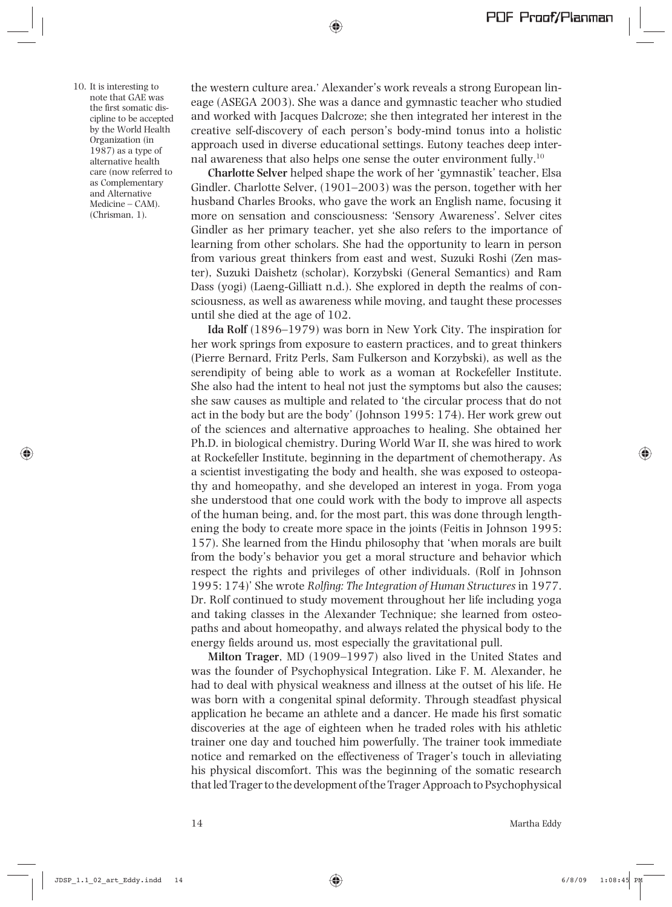the western culture area.' Alexander's work reveals a strong European lineage (ASEGA 2003). She was a dance and gymnastic teacher who studied and worked with Jacques Dalcroze; she then integrated her interest in the creative self-discovery of each person's body-mind tonus into a holistic approach used in diverse educational settings. Eutony teaches deep internal awareness that also helps one sense the outer environment fully.[10]

**Charlotte Selver** helped shape the work of her 'gymnastik' teacher, Elsa Gindler. Charlotte Selver, (1901–2003) was the person, together with her husband Charles Brooks, who gave the work an English name, focusing it more on sensation and consciousness: 'Sensory Awareness'. Selver cites Gindler as her primary teacher, yet she also refers to the importance of learning from other scholars. She had the opportunity to learn in person from various great thinkers from east and west, Suzuki Roshi (Zen master), Suzuki Daishetz (scholar), Korzybski (General Semantics) and Ram Dass (yogi) (Laeng-Gilliatt n.d.). She explored in depth the realms of consciousness, as well as awareness while moving, and taught these processes until she died at the age of 102.

**Ida Rolf** (1896–1979) was born in New York City. The inspiration for her work springs from exposure to eastern practices, and to great thinkers (Pierre Bernard, Fritz Perls, Sam Fulkerson and Korzybski), as well as the serendipity of being able to work as a woman at Rockefeller Institute. She also had the intent to heal not just the symptoms but also the causes; she saw causes as multiple and related to 'the circular process that do not act in the body but are the body' (Johnson 1995: 174). Her work grew out of the sciences and alternative approaches to healing. She obtained her Ph.D. in biological chemistry. During World War II, she was hired to work at Rockefeller Institute, beginning in the department of chemotherapy. As a scientist investigating the body and health, she was exposed to osteopathy and homeopathy, and she developed an interest in yoga. From yoga she understood that one could work with the body to improve all aspects of the human being, and, for the most part, this was done through lengthening the body to create more space in the joints (Feitis in Johnson 1995: 157). She learned from the Hindu philosophy that 'when morals are built from the body's behavior you get a moral structure and behavior which respect the rights and privileges of other individuals. (Rolf in Johnson 1995: 174)' She wrote *Rolfing: The Integration of Human Structures* in 1977. Dr. Rolf continued to study movement throughout her life including yoga and taking classes in the Alexander Technique; she learned from osteopaths and about homeopathy, and always related the physical body to the energy fields around us, most especially the gravitational pull.

**Milton Trager**, MD (1909–1997) also lived in the United States and was the founder of Psychophysical Integration. Like F. M. Alexander, he had to deal with physical weakness and illness at the outset of his life. He was born with a congenital spinal deformity. Through steadfast physical application he became an athlete and a dancer. He made his first somatic discoveries at the age of eighteen when he traded roles with his athletic trainer one day and touched him powerfully. The trainer took immediate notice and remarked on the effectiveness of Trager's touch in alleviating his physical discomfort. This was the beginning of the somatic research that led Trager to the development of the Trager Approach to Psychophysical

10. It is interesting to note that GAE was the first somatic discipline to be accepted by the World Health Organization (in 1987) as a type of alternative health care (now referred to as Complementary and Alternative Medicine – CAM). (Chrisman, 1).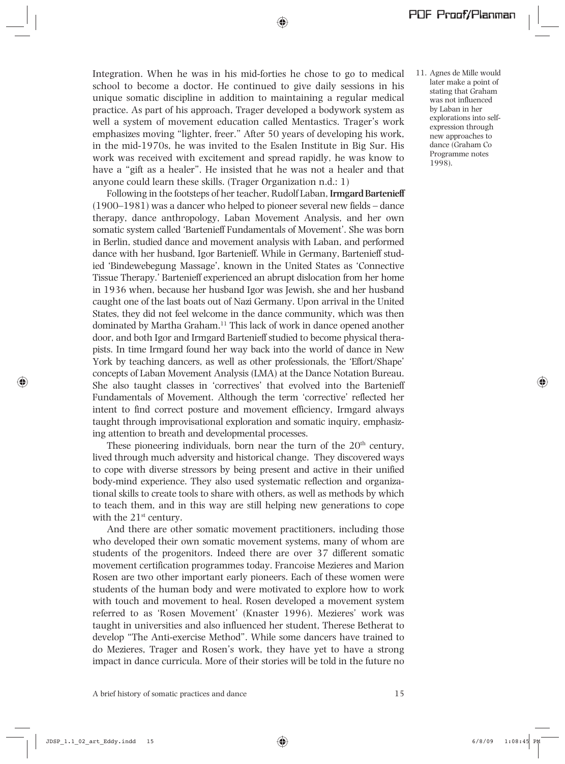Integration. When he was in his mid-forties he chose to go to medical school to become a doctor. He continued to give daily sessions in his unique somatic discipline in addition to maintaining a regular medical practice. As part of his approach, Trager developed a bodywork system as well a system of movement education called Mentastics. Trager's work emphasizes moving "lighter, freer." After 50 years of developing his work, in the mid-1970s, he was invited to the Esalen Institute in Big Sur. His work was received with excitement and spread rapidly, he was know to have a "gift as a healer". He insisted that he was not a healer and that anyone could learn these skills. (Trager Organization n.d.: 1)

Following in the footsteps of her teacher, Rudolf Laban, **Irmgard Bartenieff** (1900–1981) was a dancer who helped to pioneer several new fields – dance therapy, dance anthropology, Laban Movement Analysis, and her own somatic system called 'Bartenieff Fundamentals of Movement'. She was born in Berlin, studied dance and movement analysis with Laban, and performed dance with her husband, Igor Bartenieff. While in Germany, Bartenieff studied 'Bindewebegung Massage', known in the United States as 'Connective Tissue Therapy.' Bartenieff experienced an abrupt dislocation from her home in 1936 when, because her husband Igor was Jewish, she and her husband caught one of the last boats out of Nazi Germany. Upon arrival in the United States, they did not feel welcome in the dance community, which was then dominated by Martha Graham.[11] This lack of work in dance opened another door, and both Igor and Irmgard Bartenieff studied to become physical therapists. In time Irmgard found her way back into the world of dance in New York by teaching dancers, as well as other professionals, the 'Effort/Shape' concepts of Laban Movement Analysis (LMA) at the Dance Notation Bureau. She also taught classes in 'correctives' that evolved into the Bartenieff Fundamentals of Movement. Although the term 'corrective' reflected her intent to find correct posture and movement efficiency, Irmgard always taught through improvisational exploration and somatic inquiry, emphasizing attention to breath and developmental processes.

These pioneering individuals, born near the turn of the 20th century, lived through much adversity and historical change. They discovered ways to cope with diverse stressors by being present and active in their unified body-mind experience. They also used systematic reflection and organizational skills to create tools to share with others, as well as methods by which to teach them, and in this way are still helping new generations to cope with the 21st century.

And there are other somatic movement practitioners, including those who developed their own somatic movement systems, many of whom are students of the progenitors. Indeed there are over 37 different somatic movement certification programmes today. Francoise Mezieres and Marion Rosen are two other important early pioneers. Each of these women were students of the human body and were motivated to explore how to work with touch and movement to heal. Rosen developed a movement system referred to as 'Rosen Movement' (Knaster 1996). Mezieres' work was taught in universities and also influenced her student, Therese Betherat to develop "The Anti-exercise Method". While some dancers have trained to do Mezieres, Trager and Rosen's work, they have yet to have a strong impact in dance curricula. More of their stories will be told in the future no

11. Agnes de Mille would later make a point of stating that Graham was not influenced by Laban in her explorations into self-expression through new approaches to dance (Graham Co Programme notes 1998).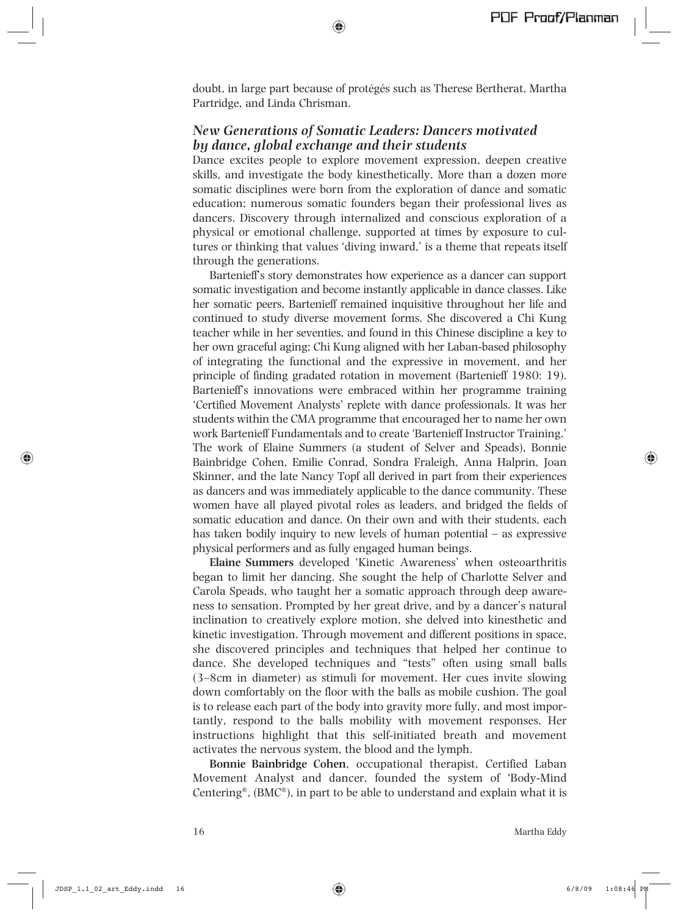doubt, in large part because of protégés such as Therese Bertherat, Martha Partridge, and Linda Chrisman.

### *New Generations of Somatic Leaders: Dancers motivated by dance, global exchange and their students*

Dance excites people to explore movement expression, deepen creative skills, and investigate the body kinesthetically. More than a dozen more somatic disciplines were born from the exploration of dance and somatic education; numerous somatic founders began their professional lives as dancers. Discovery through internalized and conscious exploration of a physical or emotional challenge, supported at times by exposure to cultures or thinking that values 'diving inward,' is a theme that repeats itself through the generations.

Bartenieff's story demonstrates how experience as a dancer can support somatic investigation and become instantly applicable in dance classes. Like her somatic peers, Bartenieff remained inquisitive throughout her life and continued to study diverse movement forms. She discovered a Chi Kung teacher while in her seventies, and found in this Chinese discipline a key to her own graceful aging; Chi Kung aligned with her Laban-based philosophy of integrating the functional and the expressive in movement, and her principle of finding gradated rotation in movement (Bartenieff 1980: 19). Bartenieff's innovations were embraced within her programme training 'Certified Movement Analysts' replete with dance professionals. It was her students within the CMA programme that encouraged her to name her own work Bartenieff Fundamentals and to create 'Bartenieff Instructor Training.' The work of Elaine Summers (a student of Selver and Speads), Bonnie Bainbridge Cohen, Emilie Conrad, Sondra Fraleigh, Anna Halprin, Joan Skinner, and the late Nancy Topf all derived in part from their experiences as dancers and was immediately applicable to the dance community. These women have all played pivotal roles as leaders, and bridged the fields of somatic education and dance. On their own and with their students, each has taken bodily inquiry to new levels of human potential – as expressive physical performers and as fully engaged human beings.

**Elaine Summers** developed 'Kinetic Awareness' when osteoarthritis began to limit her dancing. She sought the help of Charlotte Selver and Carola Speads, who taught her a somatic approach through deep awareness to sensation. Prompted by her great drive, and by a dancer's natural inclination to creatively explore motion, she delved into kinesthetic and kinetic investigation. Through movement and different positions in space, she discovered principles and techniques that helped her continue to dance. She developed techniques and "tests" often using small balls (3–8cm in diameter) as stimuli for movement. Her cues invite slowing down comfortably on the floor with the balls as mobile cushion. The goal is to release each part of the body into gravity more fully, and most importantly, respond to the balls mobility with movement responses. Her instructions highlight that this self-initiated breath and movement activates the nervous system, the blood and the lymph.

**Bonnie Bainbridge Cohen**, occupational therapist, Certified Laban Movement Analyst and dancer, founded the system of 'Body-Mind Centering®, (BMC®), in part to be able to understand and explain what it is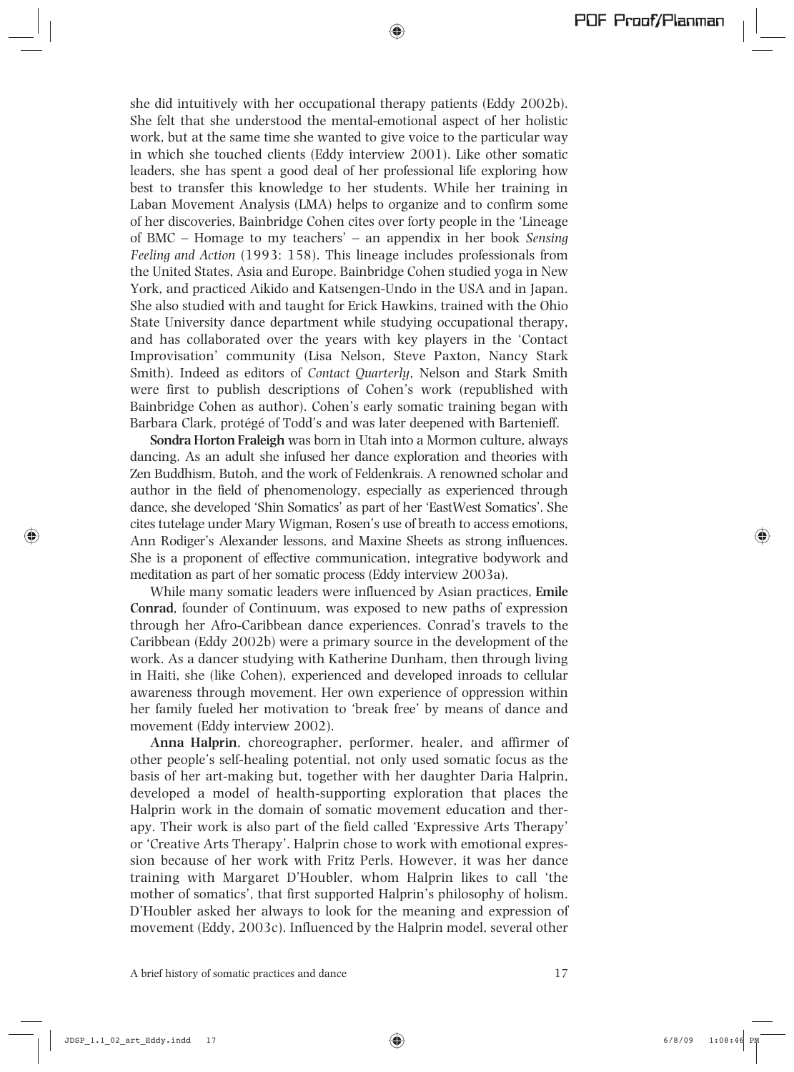she did intuitively with her occupational therapy patients (Eddy 2002b). She felt that she understood the mental-emotional aspect of her holistic work, but at the same time she wanted to give voice to the particular way in which she touched clients (Eddy interview 2001). Like other somatic leaders, she has spent a good deal of her professional life exploring how best to transfer this knowledge to her students. While her training in Laban Movement Analysis (LMA) helps to organize and to confirm some of her discoveries, Bainbridge Cohen cites over forty people in the 'Lineage of BMC – Homage to my teachers' – an appendix in her book *Sensing Feeling and Action* (1993: 158). This lineage includes professionals from the United States, Asia and Europe. Bainbridge Cohen studied yoga in New York, and practiced Aikido and Katsengen-Undo in the USA and in Japan. She also studied with and taught for Erick Hawkins, trained with the Ohio State University dance department while studying occupational therapy, and has collaborated over the years with key players in the 'Contact Improvisation' community (Lisa Nelson, Steve Paxton, Nancy Stark Smith). Indeed as editors of *Contact Quarterly*, Nelson and Stark Smith were first to publish descriptions of Cohen's work (republished with Bainbridge Cohen as author). Cohen's early somatic training began with Barbara Clark, protégé of Todd's and was later deepened with Bartenieff.

**Sondra Horton Fraleigh** was born in Utah into a Mormon culture, always dancing. As an adult she infused her dance exploration and theories with Zen Buddhism, Butoh, and the work of Feldenkrais. A renowned scholar and author in the field of phenomenology, especially as experienced through dance, she developed 'Shin Somatics' as part of her 'EastWest Somatics'. She cites tutelage under Mary Wigman, Rosen's use of breath to access emotions, Ann Rodiger's Alexander lessons, and Maxine Sheets as strong influences. She is a proponent of effective communication, integrative bodywork and meditation as part of her somatic process (Eddy interview 2003a).

While many somatic leaders were influenced by Asian practices, **Emile Conrad**, founder of Continuum, was exposed to new paths of expression through her Afro-Caribbean dance experiences. Conrad's travels to the Caribbean (Eddy 2002b) were a primary source in the development of the work. As a dancer studying with Katherine Dunham, then through living in Haiti, she (like Cohen), experienced and developed inroads to cellular awareness through movement. Her own experience of oppression within her family fueled her motivation to 'break free' by means of dance and movement (Eddy interview 2002).

**Anna Halprin**, choreographer, performer, healer, and affirmer of other people's self-healing potential, not only used somatic focus as the basis of her art-making but, together with her daughter Daria Halprin, developed a model of health-supporting exploration that places the Halprin work in the domain of somatic movement education and therapy. Their work is also part of the field called 'Expressive Arts Therapy' or 'Creative Arts Therapy'. Halprin chose to work with emotional expression because of her work with Fritz Perls. However, it was her dance training with Margaret D'Houbler, whom Halprin likes to call 'the mother of somatics', that first supported Halprin's philosophy of holism. D'Houbler asked her always to look for the meaning and expression of movement (Eddy, 2003c). Influenced by the Halprin model, several other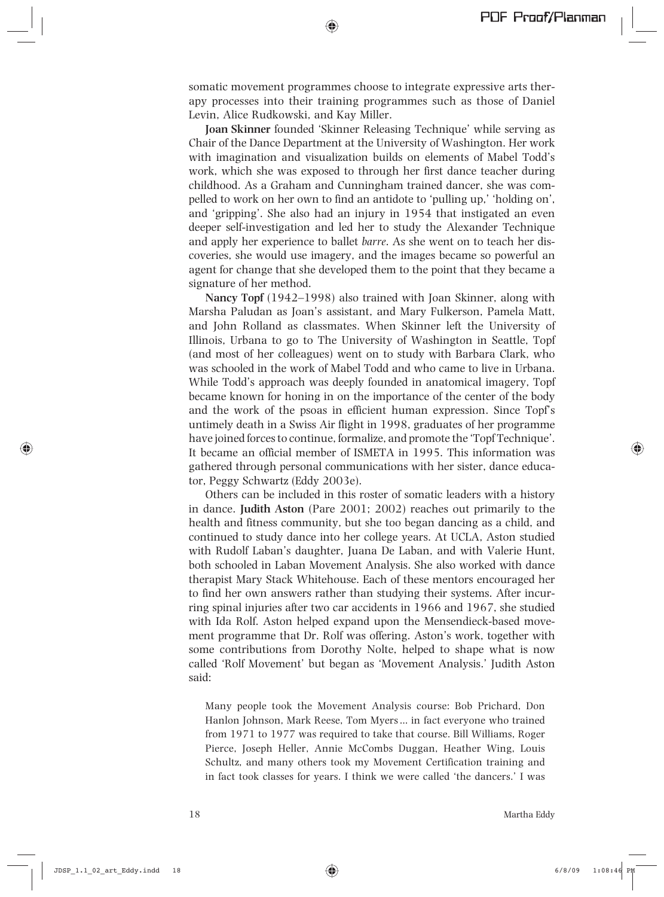somatic movement programmes choose to integrate expressive arts therapy processes into their training programmes such as those of Daniel Levin, Alice Rudkowski, and Kay Miller.

**Joan Skinner** founded 'Skinner Releasing Technique' while serving as Chair of the Dance Department at the University of Washington. Her work with imagination and visualization builds on elements of Mabel Todd's work, which she was exposed to through her first dance teacher during childhood. As a Graham and Cunningham trained dancer, she was compelled to work on her own to find an antidote to 'pulling up,' 'holding on', and 'gripping'. She also had an injury in 1954 that instigated an even deeper self-investigation and led her to study the Alexander Technique and apply her experience to ballet *barre*. As she went on to teach her discoveries, she would use imagery, and the images became so powerful an agent for change that she developed them to the point that they became a signature of her method.

**Nancy Topf** (1942–1998) also trained with Joan Skinner, along with Marsha Paludan as Joan's assistant, and Mary Fulkerson, Pamela Matt, and John Rolland as classmates. When Skinner left the University of Illinois, Urbana to go to The University of Washington in Seattle, Topf (and most of her colleagues) went on to study with Barbara Clark, who was schooled in the work of Mabel Todd and who came to live in Urbana. While Todd's approach was deeply founded in anatomical imagery, Topf became known for honing in on the importance of the center of the body and the work of the psoas in efficient human expression. Since Topf's untimely death in a Swiss Air flight in 1998, graduates of her programme have joined forces to continue, formalize, and promote the 'Topf Technique'. It became an official member of ISMETA in 1995. This information was gathered through personal communications with her sister, dance educator, Peggy Schwartz (Eddy 2003e).

Others can be included in this roster of somatic leaders with a history in dance. **Judith Aston** (Pare 2001; 2002) reaches out primarily to the health and fitness community, but she too began dancing as a child, and continued to study dance into her college years. At UCLA, Aston studied with Rudolf Laban's daughter, Juana De Laban, and with Valerie Hunt, both schooled in Laban Movement Analysis. She also worked with dance therapist Mary Stack Whitehouse. Each of these mentors encouraged her to find her own answers rather than studying their systems. After incurring spinal injuries after two car accidents in 1966 and 1967, she studied with Ida Rolf. Aston helped expand upon the Mensendieck-based movement programme that Dr. Rolf was offering. Aston's work, together with some contributions from Dorothy Nolte, helped to shape what is now called 'Rolf Movement' but began as 'Movement Analysis.' Judith Aston said:

> Many people took the Movement Analysis course: Bob Prichard, Don Hanlon Johnson, Mark Reese, Tom Myers ... in fact everyone who trained from 1971 to 1977 was required to take that course. Bill Williams, Roger Pierce, Joseph Heller, Annie McCombs Duggan, Heather Wing, Louis Schultz, and many others took my Movement Certification training and in fact took classes for years. I think we were called 'the dancers.' I was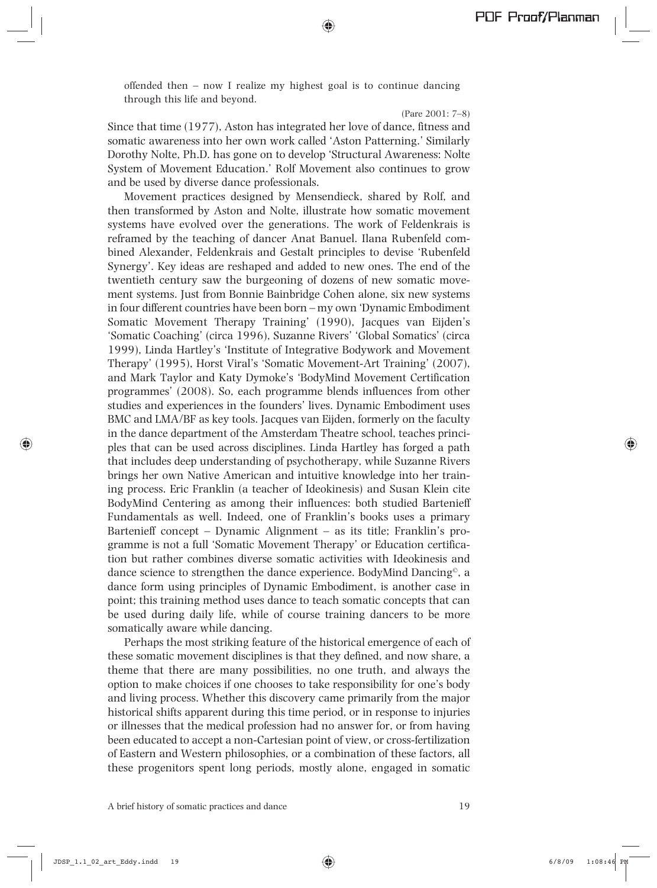> offended then – now I realize my highest goal is to continue dancing through this life and beyond.
>
> (Pare 2001: 7–8)

Since that time (1977), Aston has integrated her love of dance, fitness and somatic awareness into her own work called 'Aston Patterning.' Similarly Dorothy Nolte, Ph.D. has gone on to develop 'Structural Awareness: Nolte System of Movement Education.' Rolf Movement also continues to grow and be used by diverse dance professionals.

Movement practices designed by Mensendieck, shared by Rolf, and then transformed by Aston and Nolte, illustrate how somatic movement systems have evolved over the generations. The work of Feldenkrais is reframed by the teaching of dancer Anat Banuel. Ilana Rubenfeld combined Alexander, Feldenkrais and Gestalt principles to devise 'Rubenfeld Synergy'. Key ideas are reshaped and added to new ones. The end of the twentieth century saw the burgeoning of dozens of new somatic movement systems. Just from Bonnie Bainbridge Cohen alone, six new systems in four different countries have been born – my own 'Dynamic Embodiment Somatic Movement Therapy Training' (1990), Jacques van Eijden's 'Somatic Coaching' (circa 1996), Suzanne Rivers' 'Global Somatics' (circa 1999), Linda Hartley's 'Institute of Integrative Bodywork and Movement Therapy' (1995), Horst Viral's 'Somatic Movement-Art Training' (2007), and Mark Taylor and Katy Dymoke's 'BodyMind Movement Certification programmes' (2008). So, each programme blends influences from other studies and experiences in the founders' lives. Dynamic Embodiment uses BMC and LMA/BF as key tools. Jacques van Eijden, formerly on the faculty in the dance department of the Amsterdam Theatre school, teaches principles that can be used across disciplines. Linda Hartley has forged a path that includes deep understanding of psychotherapy, while Suzanne Rivers brings her own Native American and intuitive knowledge into her training process. Eric Franklin (a teacher of Ideokinesis) and Susan Klein cite BodyMind Centering as among their influences: both studied Bartenieff Fundamentals as well. Indeed, one of Franklin's books uses a primary Bartenieff concept – Dynamic Alignment – as its title; Franklin's programme is not a full 'Somatic Movement Therapy' or Education certification but rather combines diverse somatic activities with Ideokinesis and dance science to strengthen the dance experience. BodyMind Dancing©, a dance form using principles of Dynamic Embodiment, is another case in point; this training method uses dance to teach somatic concepts that can be used during daily life, while of course training dancers to be more somatically aware while dancing.

Perhaps the most striking feature of the historical emergence of each of these somatic movement disciplines is that they defined, and now share, a theme that there are many possibilities, no one truth, and always the option to make choices if one chooses to take responsibility for one's body and living process. Whether this discovery came primarily from the major historical shifts apparent during this time period, or in response to injuries or illnesses that the medical profession had no answer for, or from having been educated to accept a non-Cartesian point of view, or cross-fertilization of Eastern and Western philosophies, or a combination of these factors, all these progenitors spent long periods, mostly alone, engaged in somatic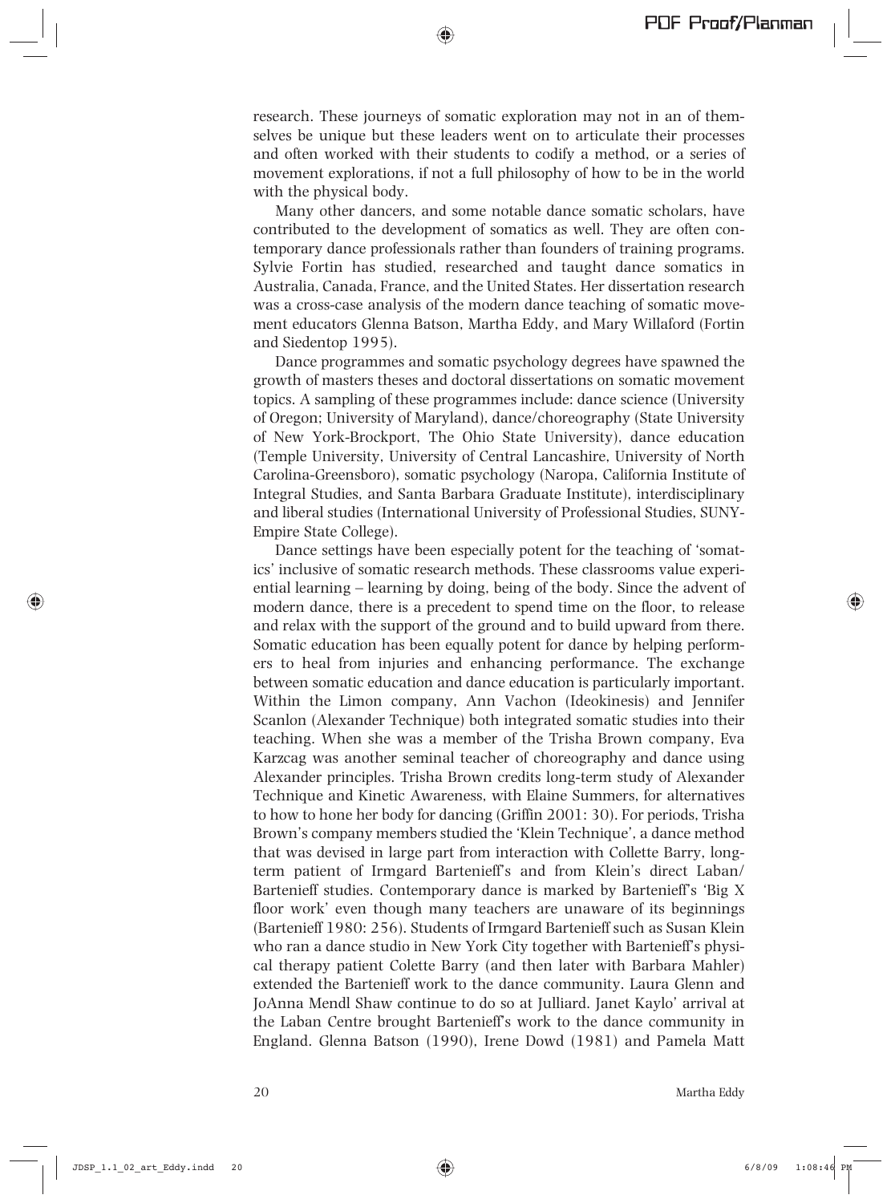research. These journeys of somatic exploration may not in an of themselves be unique but these leaders went on to articulate their processes and often worked with their students to codify a method, or a series of movement explorations, if not a full philosophy of how to be in the world with the physical body.

Many other dancers, and some notable dance somatic scholars, have contributed to the development of somatics as well. They are often contemporary dance professionals rather than founders of training programs. Sylvie Fortin has studied, researched and taught dance somatics in Australia, Canada, France, and the United States. Her dissertation research was a cross-case analysis of the modern dance teaching of somatic movement educators Glenna Batson, Martha Eddy, and Mary Willaford (Fortin and Siedentop 1995).

Dance programmes and somatic psychology degrees have spawned the growth of masters theses and doctoral dissertations on somatic movement topics. A sampling of these programmes include: dance science (University of Oregon; University of Maryland), dance/choreography (State University of New York-Brockport, The Ohio State University), dance education (Temple University, University of Central Lancashire, University of North Carolina-Greensboro), somatic psychology (Naropa, California Institute of Integral Studies, and Santa Barbara Graduate Institute), interdisciplinary and liberal studies (International University of Professional Studies, SUNY-Empire State College).

Dance settings have been especially potent for the teaching of 'somatics' inclusive of somatic research methods. These classrooms value experiential learning – learning by doing, being of the body. Since the advent of modern dance, there is a precedent to spend time on the floor, to release and relax with the support of the ground and to build upward from there. Somatic education has been equally potent for dance by helping performers to heal from injuries and enhancing performance. The exchange between somatic education and dance education is particularly important. Within the Limon company, Ann Vachon (Ideokinesis) and Jennifer Scanlon (Alexander Technique) both integrated somatic studies into their teaching. When she was a member of the Trisha Brown company, Eva Karzcag was another seminal teacher of choreography and dance using Alexander principles. Trisha Brown credits long-term study of Alexander Technique and Kinetic Awareness, with Elaine Summers, for alternatives to how to hone her body for dancing (Griffin 2001: 30). For periods, Trisha Brown's company members studied the 'Klein Technique', a dance method that was devised in large part from interaction with Collette Barry, long-term patient of Irmgard Bartenieff's and from Klein's direct Laban/Bartenieff studies. Contemporary dance is marked by Bartenieff's 'Big X floor work' even though many teachers are unaware of its beginnings (Bartenieff 1980: 256). Students of Irmgard Bartenieff such as Susan Klein who ran a dance studio in New York City together with Bartenieff's physical therapy patient Colette Barry (and then later with Barbara Mahler) extended the Bartenieff work to the dance community. Laura Glenn and JoAnna Mendl Shaw continue to do so at Julliard. Janet Kaylo' arrival at the Laban Centre brought Bartenieff's work to the dance community in England. Glenna Batson (1990), Irene Dowd (1981) and Pamela Matt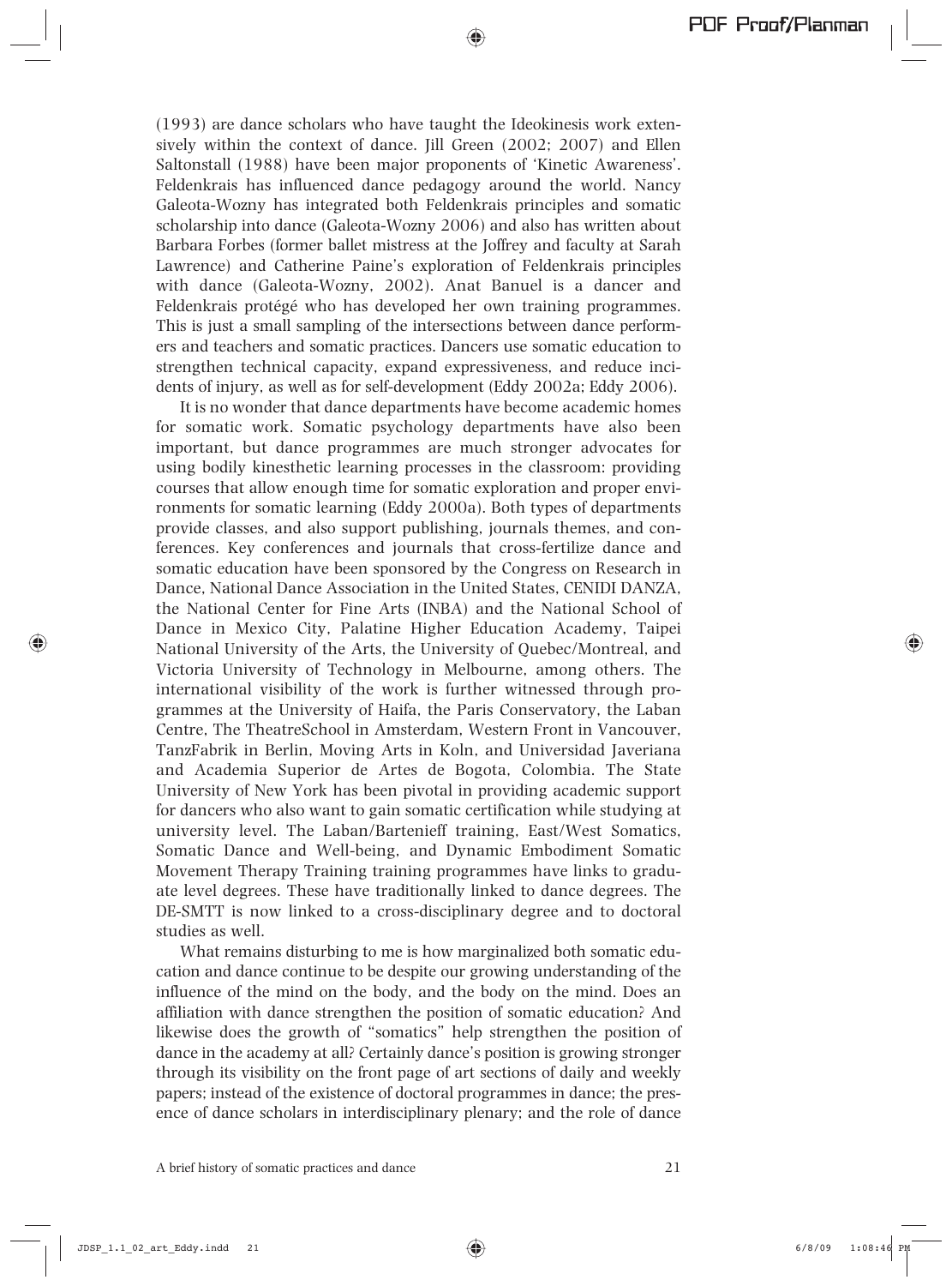(1993) are dance scholars who have taught the Ideokinesis work extensively within the context of dance. Jill Green (2002; 2007) and Ellen Saltonstall (1988) have been major proponents of 'Kinetic Awareness'. Feldenkrais has influenced dance pedagogy around the world. Nancy Galeota-Wozny has integrated both Feldenkrais principles and somatic scholarship into dance (Galeota-Wozny 2006) and also has written about Barbara Forbes (former ballet mistress at the Joffrey and faculty at Sarah Lawrence) and Catherine Paine's exploration of Feldenkrais principles with dance (Galeota-Wozny, 2002). Anat Banuel is a dancer and Feldenkrais protégé who has developed her own training programmes. This is just a small sampling of the intersections between dance performers and teachers and somatic practices. Dancers use somatic education to strengthen technical capacity, expand expressiveness, and reduce incidents of injury, as well as for self-development (Eddy 2002a; Eddy 2006).

It is no wonder that dance departments have become academic homes for somatic work. Somatic psychology departments have also been important, but dance programmes are much stronger advocates for using bodily kinesthetic learning processes in the classroom: providing courses that allow enough time for somatic exploration and proper environments for somatic learning (Eddy 2000a). Both types of departments provide classes, and also support publishing, journals themes, and conferences. Key conferences and journals that cross-fertilize dance and somatic education have been sponsored by the Congress on Research in Dance, National Dance Association in the United States, CENIDI DANZA, the National Center for Fine Arts (INBA) and the National School of Dance in Mexico City, Palatine Higher Education Academy, Taipei National University of the Arts, the University of Quebec/Montreal, and Victoria University of Technology in Melbourne, among others. The international visibility of the work is further witnessed through programmes at the University of Haifa, the Paris Conservatory, the Laban Centre, The TheatreSchool in Amsterdam, Western Front in Vancouver, TanzFabrik in Berlin, Moving Arts in Koln, and Universidad Javeriana and Academia Superior de Artes de Bogota, Colombia. The State University of New York has been pivotal in providing academic support for dancers who also want to gain somatic certification while studying at university level. The Laban/Bartenieff training, East/West Somatics, Somatic Dance and Well-being, and Dynamic Embodiment Somatic Movement Therapy Training programmes have links to graduate level degrees. These have traditionally linked to dance degrees. The DE-SMTT is now linked to a cross-disciplinary degree and to doctoral studies as well.

What remains disturbing to me is how marginalized both somatic education and dance continue to be despite our growing understanding of the influence of the mind on the body, and the body on the mind. Does an affiliation with dance strengthen the position of somatic education? And likewise does the growth of "somatics" help strengthen the position of dance in the academy at all? Certainly dance's position is growing stronger through its visibility on the front page of art sections of daily and weekly papers; instead of the existence of doctoral programmes in dance; the presence of dance scholars in interdisciplinary plenary; and the role of dance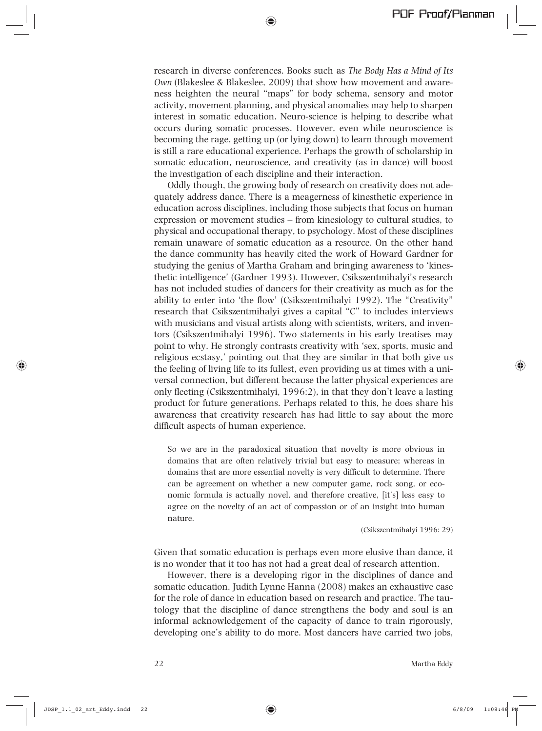research in diverse conferences. Books such as *The Body Has a Mind of Its Own* (Blakeslee & Blakeslee, 2009) that show how movement and awareness heighten the neural "maps" for body schema, sensory and motor activity, movement planning, and physical anomalies may help to sharpen interest in somatic education. Neuro-science is helping to describe what occurs during somatic processes. However, even while neuroscience is becoming the rage, getting up (or lying down) to learn through movement is still a rare educational experience. Perhaps the growth of scholarship in somatic education, neuroscience, and creativity (as in dance) will boost the investigation of each discipline and their interaction.

Oddly though, the growing body of research on creativity does not adequately address dance. There is a meagerness of kinesthetic experience in education across disciplines, including those subjects that focus on human expression or movement studies – from kinesiology to cultural studies, to physical and occupational therapy, to psychology. Most of these disciplines remain unaware of somatic education as a resource. On the other hand the dance community has heavily cited the work of Howard Gardner for studying the genius of Martha Graham and bringing awareness to 'kinesthetic intelligence' (Gardner 1993). However, Csikszentmihalyi's research has not included studies of dancers for their creativity as much as for the ability to enter into 'the flow' (Csikszentmihalyi 1992). The "Creativity" research that Csikszentmihalyi gives a capital "C" to includes interviews with musicians and visual artists along with scientists, writers, and inventors (Csikszentmihalyi 1996). Two statements in his early treatises may point to why. He strongly contrasts creativity with 'sex, sports, music and religious ecstasy,' pointing out that they are similar in that both give us the feeling of living life to its fullest, even providing us at times with a universal connection, but different because the latter physical experiences are only fleeting (Csikszentmihalyi, 1996:2), in that they don't leave a lasting product for future generations. Perhaps related to this, he does share his awareness that creativity research has had little to say about the more difficult aspects of human experience.

> So we are in the paradoxical situation that novelty is more obvious in domains that are often relatively trivial but easy to measure; whereas in domains that are more essential novelty is very difficult to determine. There can be agreement on whether a new computer game, rock song, or economic formula is actually novel, and therefore creative, [it's] less easy to agree on the novelty of an act of compassion or of an insight into human nature.
>
> (Csikszentmihalyi 1996: 29)

Given that somatic education is perhaps even more elusive than dance, it is no wonder that it too has not had a great deal of research attention.

However, there is a developing rigor in the disciplines of dance and somatic education. Judith Lynne Hanna (2008) makes an exhaustive case for the role of dance in education based on research and practice. The tautology that the discipline of dance strengthens the body and soul is an informal acknowledgement of the capacity of dance to train rigorously, developing one's ability to do more. Most dancers have carried two jobs,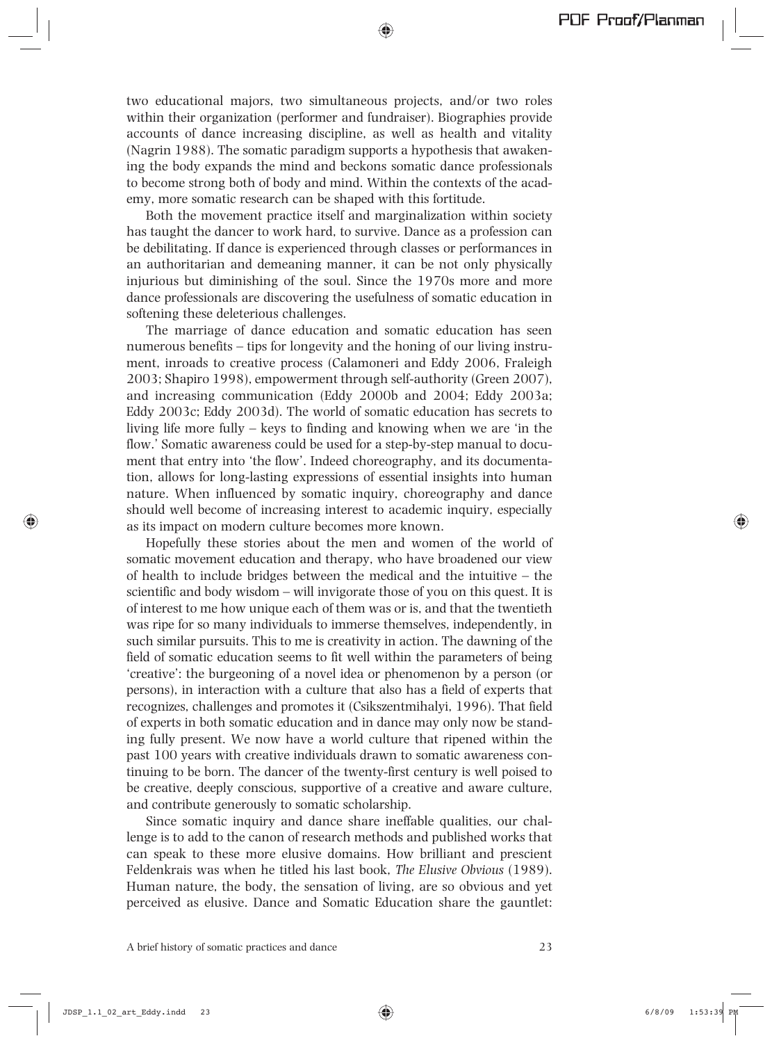two educational majors, two simultaneous projects, and/or two roles within their organization (performer and fundraiser). Biographies provide accounts of dance increasing discipline, as well as health and vitality (Nagrin 1988). The somatic paradigm supports a hypothesis that awakening the body expands the mind and beckons somatic dance professionals to become strong both of body and mind. Within the contexts of the academy, more somatic research can be shaped with this fortitude.

Both the movement practice itself and marginalization within society has taught the dancer to work hard, to survive. Dance as a profession can be debilitating. If dance is experienced through classes or performances in an authoritarian and demeaning manner, it can be not only physically injurious but diminishing of the soul. Since the 1970s more and more dance professionals are discovering the usefulness of somatic education in softening these deleterious challenges.

The marriage of dance education and somatic education has seen numerous benefits – tips for longevity and the honing of our living instrument, inroads to creative process (Calamoneri and Eddy 2006, Fraleigh 2003; Shapiro 1998), empowerment through self-authority (Green 2007), and increasing communication (Eddy 2000b and 2004; Eddy 2003a; Eddy 2003c; Eddy 2003d). The world of somatic education has secrets to living life more fully – keys to finding and knowing when we are 'in the flow.' Somatic awareness could be used for a step-by-step manual to document that entry into 'the flow'. Indeed choreography, and its documentation, allows for long-lasting expressions of essential insights into human nature. When influenced by somatic inquiry, choreography and dance should well become of increasing interest to academic inquiry, especially as its impact on modern culture becomes more known.

Hopefully these stories about the men and women of the world of somatic movement education and therapy, who have broadened our view of health to include bridges between the medical and the intuitive – the scientific and body wisdom – will invigorate those of you on this quest. It is of interest to me how unique each of them was or is, and that the twentieth was ripe for so many individuals to immerse themselves, independently, in such similar pursuits. This to me is creativity in action. The dawning of the field of somatic education seems to fit well within the parameters of being 'creative': the burgeoning of a novel idea or phenomenon by a person (or persons), in interaction with a culture that also has a field of experts that recognizes, challenges and promotes it (Csikszentmihalyi, 1996). That field of experts in both somatic education and in dance may only now be standing fully present. We now have a world culture that ripened within the past 100 years with creative individuals drawn to somatic awareness continuing to be born. The dancer of the twenty-first century is well poised to be creative, deeply conscious, supportive of a creative and aware culture, and contribute generously to somatic scholarship.

Since somatic inquiry and dance share ineffable qualities, our challenge is to add to the canon of research methods and published works that can speak to these more elusive domains. How brilliant and prescient Feldenkrais was when he titled his last book, *The Elusive Obvious* (1989). Human nature, the body, the sensation of living, are so obvious and yet perceived as elusive. Dance and Somatic Education share the gauntlet: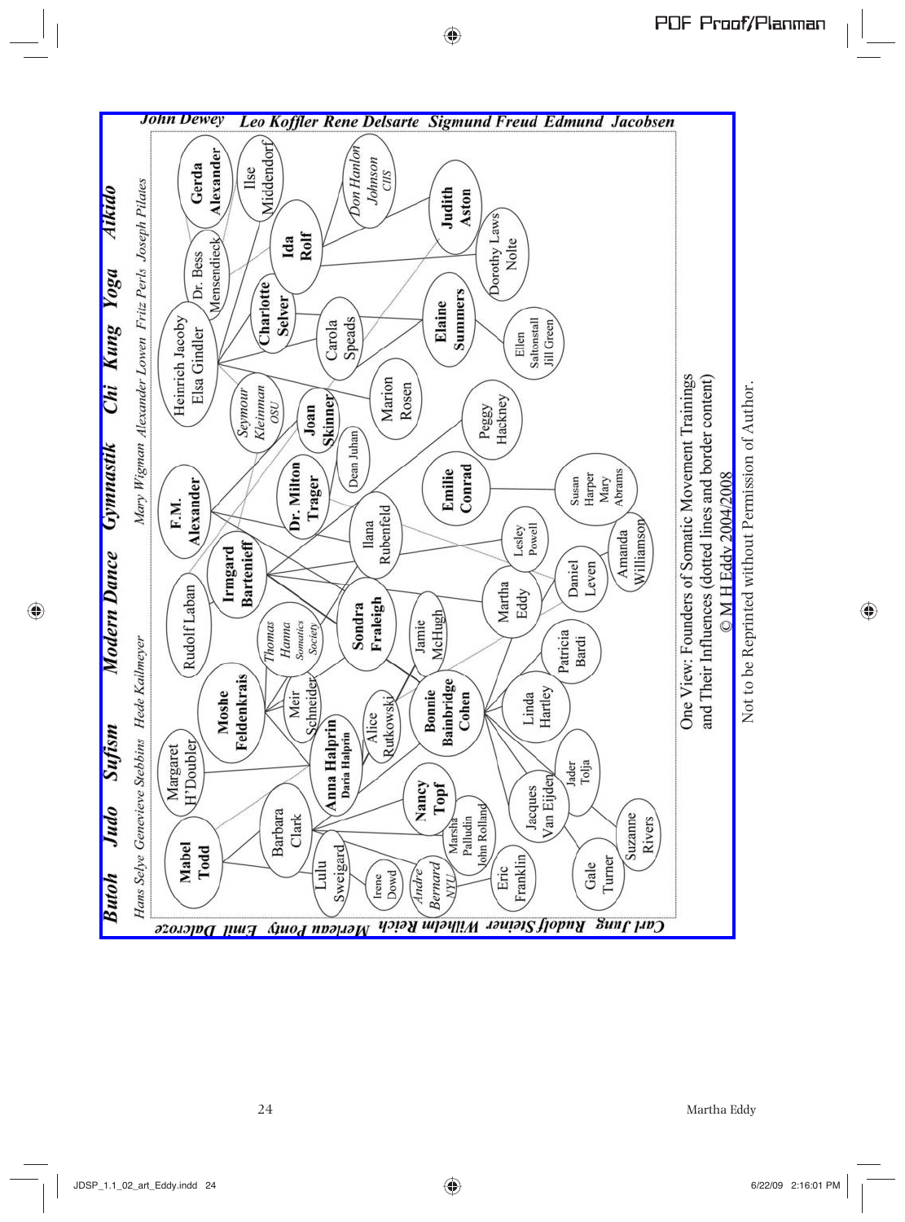One View: Founders of Somatic Movement Trainings and Their Influences (dotted lines and border content)
© M H Eddy 2004/2008

Not to be Reprinted without Permission of Author.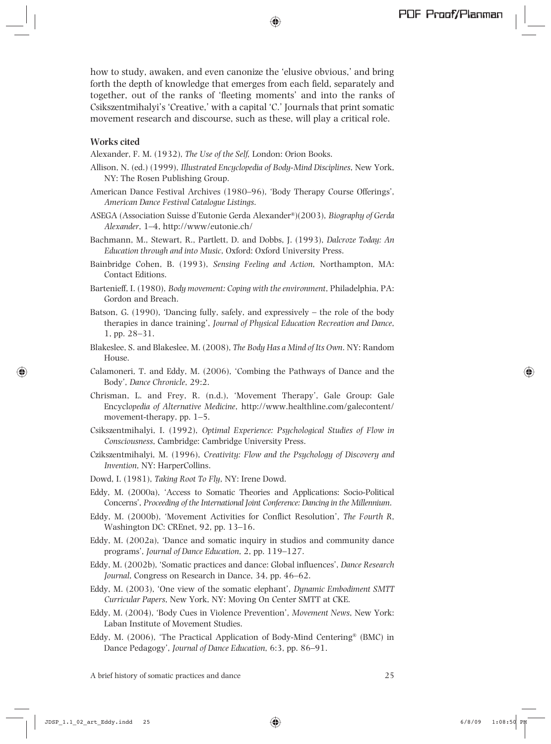how to study, awaken, and even canonize the 'elusive obvious,' and bring forth the depth of knowledge that emerges from each field, separately and together, out of the ranks of 'fleeting moments' and into the ranks of Csikszentmihalyi's 'Creative,' with a capital 'C.' Journals that print somatic movement research and discourse, such as these, will play a critical role.

**Works cited**

Alexander, F. M. (1932), *The Use of the Self*, London: Orion Books.

Allison, N. (ed.) (1999), *Illustrated Encyclopedia of Body-Mind Disciplines*, New York, NY: The Rosen Publishing Group.

American Dance Festival Archives (1980–96), 'Body Therapy Course Offerings', *American Dance Festival Catalogue Listings*.

ASEGA (Association Suisse d'Eutonie Gerda Alexander®)(2003), *Biography of Gerda Alexander*, 1–4, http://www/eutonie.ch/

Bachmann, M., Stewart, R., Partlett, D. and Dobbs, J. (1993), *Dalcroze Today: An Education through and into Music*, Oxford: Oxford University Press.

Bainbridge Cohen, B. (1993), *Sensing Feeling and Action*, Northampton, MA: Contact Editions.

Bartenieff, I. (1980), *Body movement: Coping with the environment*, Philadelphia, PA: Gordon and Breach.

Batson, G. (1990), 'Dancing fully, safely, and expressively – the role of the body therapies in dance training', *Journal of Physical Education Recreation and Dance*, 1, pp. 28–31.

Blakeslee, S. and Blakeslee, M. (2008), *The Body Has a Mind of Its Own*. NY: Random House.

Calamoneri, T. and Eddy, M. (2006), 'Combing the Pathways of Dance and the Body', *Dance Chronicle*, 29:2.

Chrisman, L. and Frey, R. (n.d.), 'Movement Therapy', Gale Group: Gale Encyc*lopedia of Alternative Medicine*, http://www.healthline.com/galecontent/movement-therapy, pp. 1–5.

Csikszentmihalyi, I. (1992), *Optimal Experience: Psychological Studies of Flow in Consciousness*, Cambridge: Cambridge University Press.

Czikszentmihalyi, M. (1996), *Creativity: Flow and the Psychology of Discovery and Invention*, NY: HarperCollins.

Dowd, I. (1981), *Taking Root To Fly*, NY: Irene Dowd.

Eddy, M. (2000a), 'Access to Somatic Theories and Applications: Socio-Political Concerns', *Proceeding of the International Joint Conference: Dancing in the Millennium*.

Eddy, M. (2000b), 'Movement Activities for Conflict Resolution', *The Fourth R*, Washington DC: CREnet, 92, pp. 13–16.

Eddy, M. (2002a), 'Dance and somatic inquiry in studios and community dance programs', *Journal of Dance Education*, 2, pp. 119–127.

Eddy, M. (2002b), 'Somatic practices and dance: Global influences', *Dance Research Journal*, Congress on Research in Dance, 34, pp. 46–62.

Eddy, M. (2003), 'One view of the somatic elephant', *Dynamic Embodiment SMTT Curricular Papers*, New York, NY: Moving On Center SMTT at CKE.

Eddy, M. (2004), 'Body Cues in Violence Prevention', *Movement News*, New York: Laban Institute of Movement Studies.

Eddy, M. (2006), 'The Practical Application of Body-Mind Centering® (BMC) in Dance Pedagogy', *Journal of Dance Education*, 6:3, pp. 86–91.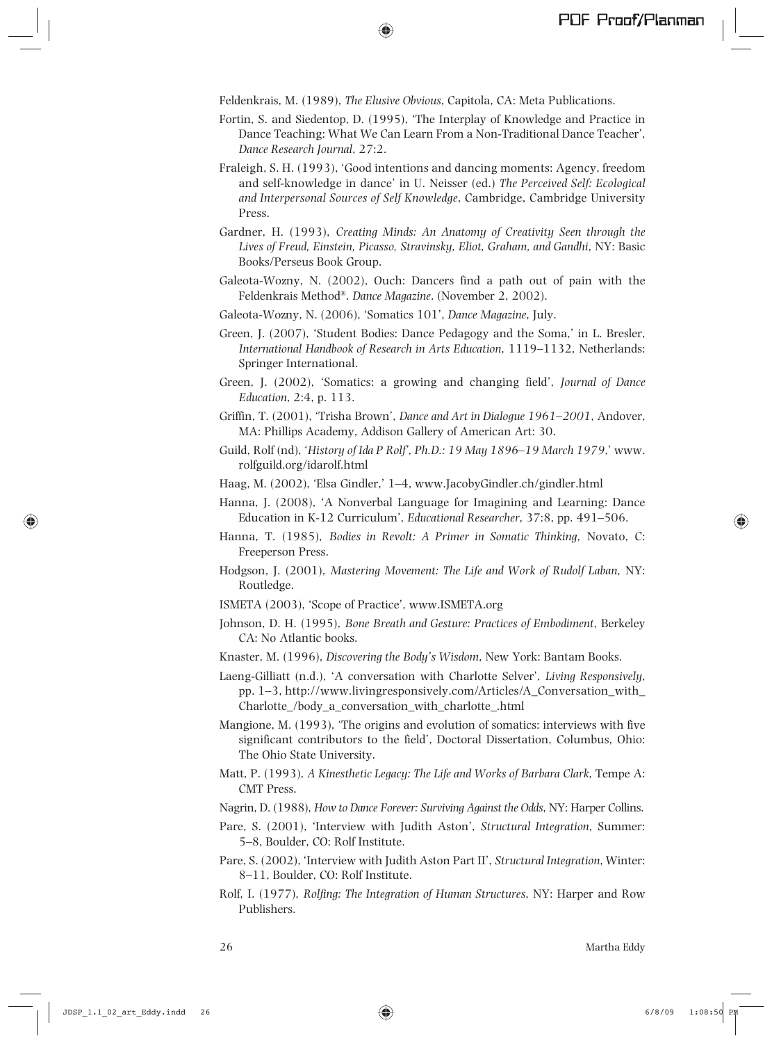Feldenkrais, M. (1989), *The Elusive Obvious*, Capitola, CA: Meta Publications.

Fortin, S. and Siedentop, D. (1995), 'The Interplay of Knowledge and Practice in Dance Teaching: What We Can Learn From a Non-Traditional Dance Teacher', *Dance Research Journal*, 27:2.

Fraleigh, S. H. (1993), 'Good intentions and dancing moments: Agency, freedom and self-knowledge in dance' in U. Neisser (ed.) *The Perceived Self: Ecological and Interpersonal Sources of Self Knowledge*, Cambridge, Cambridge University Press.

Gardner, H. (1993), *Creating Minds: An Anatomy of Creativity Seen through the Lives of Freud, Einstein, Picasso, Stravinsky, Eliot, Graham, and Gandhi*, NY: Basic Books/Perseus Book Group.

Galeota-Wozny, N. (2002), Ouch: Dancers find a path out of pain with the Feldenkrais Method®. *Dance Magazine*. (November 2, 2002).

Galeota-Wozny, N. (2006), 'Somatics 101', *Dance Magazine*, July.

Green, J. (2007), 'Student Bodies: Dance Pedagogy and the Soma,' in L. Bresler, *International Handbook of Research in Arts Education*, 1119–1132, Netherlands: Springer International.

Green, J. (2002), 'Somatics: a growing and changing field', *Journal of Dance Education*, 2:4, p. 113.

Griffin, T. (2001), 'Trisha Brown', *Dance and Art in Dialogue 1961–2001*, Andover, MA: Phillips Academy, Addison Gallery of American Art: 30.

Guild, Rolf (nd), '*History of Ida P Rolf', Ph.D.: 19 May 1896–19 March 1979*,' www.rolfguild.org/idarolf.html

Haag, M. (2002), 'Elsa Gindler,' 1–4, www.JacobyGindler.ch/gindler.html

Hanna, J. (2008), 'A Nonverbal Language for Imagining and Learning: Dance Education in K-12 Curriculum', *Educational Researcher*, 37:8, pp. 491–506.

Hanna, T. (1985), *Bodies in Revolt: A Primer in Somatic Thinking*, Novato, C: Freeperson Press.

Hodgson, J. (2001), *Mastering Movement: The Life and Work of Rudolf Laban*, NY: Routledge.

ISMETA (2003), 'Scope of Practice', www.ISMETA.org

Johnson, D. H. (1995), *Bone Breath and Gesture: Practices of Embodiment*, Berkeley CA: No Atlantic books.

Knaster, M. (1996), *Discovering the Body's Wisdom*, New York: Bantam Books.

Laeng-Gilliatt (n.d.), 'A conversation with Charlotte Selver', *Living Responsively*, pp. 1–3, http://www.livingresponsively.com/Articles/A_Conversation_with_Charlotte_/body_a_conversation_with_charlotte_.html

Mangione, M. (1993), 'The origins and evolution of somatics: interviews with five significant contributors to the field', Doctoral Dissertation, Columbus, Ohio: The Ohio State University.

Matt, P. (1993), *A Kinesthetic Legacy: The Life and Works of Barbara Clark*, Tempe A: CMT Press.

Nagrin, D. (1988), *How to Dance Forever: Surviving Against the Odds*, NY: Harper Collins.

Pare, S. (2001), 'Interview with Judith Aston', *Structural Integration*, Summer: 5–8, Boulder, CO: Rolf Institute.

Pare, S. (2002), 'Interview with Judith Aston Part II', *Structural Integration*, Winter: 8–11, Boulder, CO: Rolf Institute.

Rolf, I. (1977), *Rolfing: The Integration of Human Structures*, NY: Harper and Row Publishers.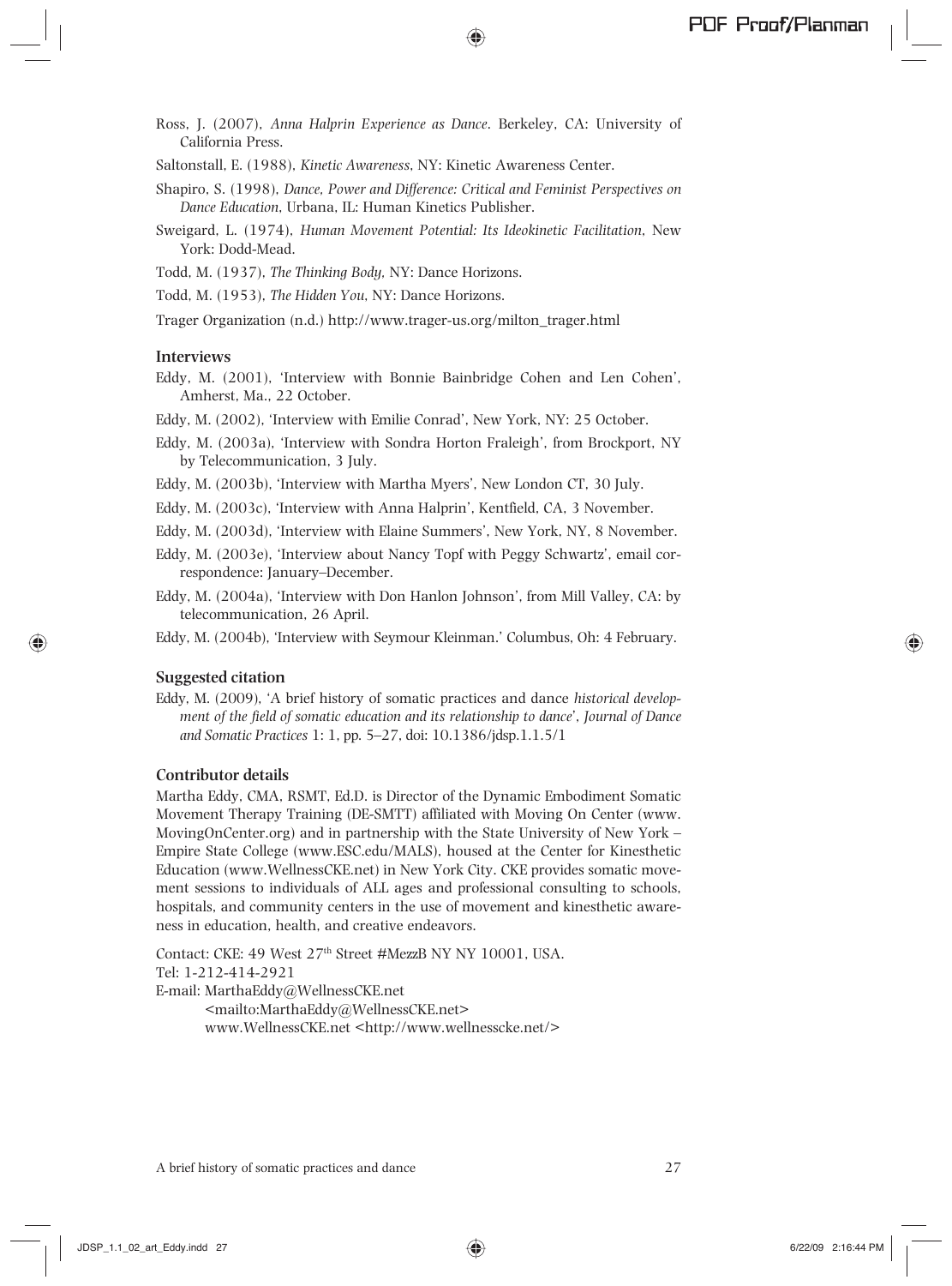Ross, J. (2007), *Anna Halprin Experience as Dance*. Berkeley, CA: University of California Press.

Saltonstall, E. (1988), *Kinetic Awareness*, NY: Kinetic Awareness Center.

Shapiro, S. (1998), *Dance, Power and Difference: Critical and Feminist Perspectives on Dance Education*, Urbana, IL: Human Kinetics Publisher.

Sweigard, L. (1974), *Human Movement Potential: Its Ideokinetic Facilitation*, New York: Dodd-Mead.

Todd, M. (1937), *The Thinking Body*, NY: Dance Horizons.

Todd, M. (1953), *The Hidden You*, NY: Dance Horizons.

Trager Organization (n.d.) http://www.trager-us.org/milton_trager.html

### Interviews

Eddy, M. (2001), 'Interview with Bonnie Bainbridge Cohen and Len Cohen', Amherst, Ma., 22 October.

Eddy, M. (2002), 'Interview with Emilie Conrad', New York, NY: 25 October.

Eddy, M. (2003a), 'Interview with Sondra Horton Fraleigh', from Brockport, NY by Telecommunication, 3 July.

Eddy, M. (2003b), 'Interview with Martha Myers', New London CT, 30 July.

Eddy, M. (2003c), 'Interview with Anna Halprin', Kentfield, CA, 3 November.

Eddy, M. (2003d), 'Interview with Elaine Summers', New York, NY, 8 November.

Eddy, M. (2003e), 'Interview about Nancy Topf with Peggy Schwartz', email correspondence: January–December.

Eddy, M. (2004a), 'Interview with Don Hanlon Johnson', from Mill Valley, CA: by telecommunication, 26 April.

Eddy, M. (2004b), 'Interview with Seymour Kleinman.' Columbus, Oh: 4 February.

### Suggested citation

Eddy, M. (2009), 'A brief history of somatic practices and dance *historical development of the field of somatic education and its relationship to dance*', *Journal of Dance and Somatic Practices* 1: 1, pp. 5–27, doi: 10.1386/jdsp.1.1.5/1

### Contributor details

Martha Eddy, CMA, RSMT, Ed.D. is Director of the Dynamic Embodiment Somatic Movement Therapy Training (DE-SMTT) affiliated with Moving On Center (www.MovingOnCenter.org) and in partnership with the State University of New York – Empire State College (www.ESC.edu/MALS), housed at the Center for Kinesthetic Education (www.WellnessCKE.net) in New York City. CKE provides somatic movement sessions to individuals of ALL ages and professional consulting to schools, hospitals, and community centers in the use of movement and kinesthetic awareness in education, health, and creative endeavors.

Contact: CKE: 49 West 27th Street #MezzB NY NY 10001, USA.
Tel: 1-212-414-2921
E-mail: MarthaEddy@WellnessCKE.net
<mailto:MarthaEddy@WellnessCKE.net>
www.WellnessCKE.net <http://www.wellnesscke.net/>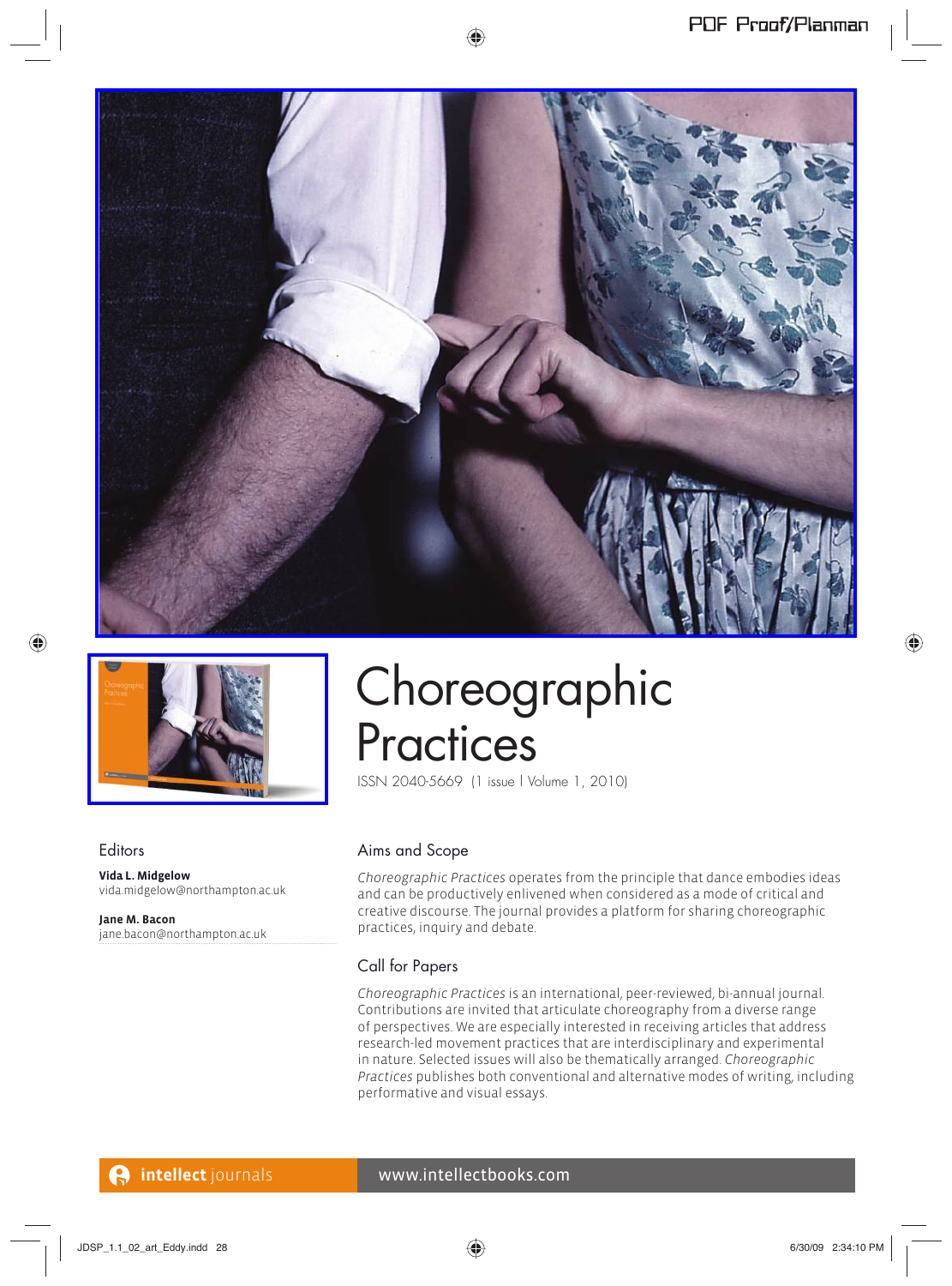# Choreographic Practices

ISSN 2040-5669 (1 issue | Volume 1, 2010)

## Editors

**Vida L. Midgelow**
vida.midgelow@northampton.ac.uk

**Jane M. Bacon**
jane.bacon@northampton.ac.uk

## Aims and Scope

*Choreographic Practices* operates from the principle that dance embodies ideas and can be productively enlivened when considered as a mode of critical and creative discourse. The journal provides a platform for sharing choreographic practices, inquiry and debate.

## Call for Papers

*Choreographic Practices* is an international, peer-reviewed, bi-annual journal. Contributions are invited that articulate choreography from a diverse range of perspectives. We are especially interested in receiving articles that address research-led movement practices that are interdisciplinary and experimental in nature. Selected issues will also be thematically arranged. *Choreographic Practices* publishes both conventional and alternative modes of writing, including performative and visual essays.

**intellect** journals

www.intellectbooks.com